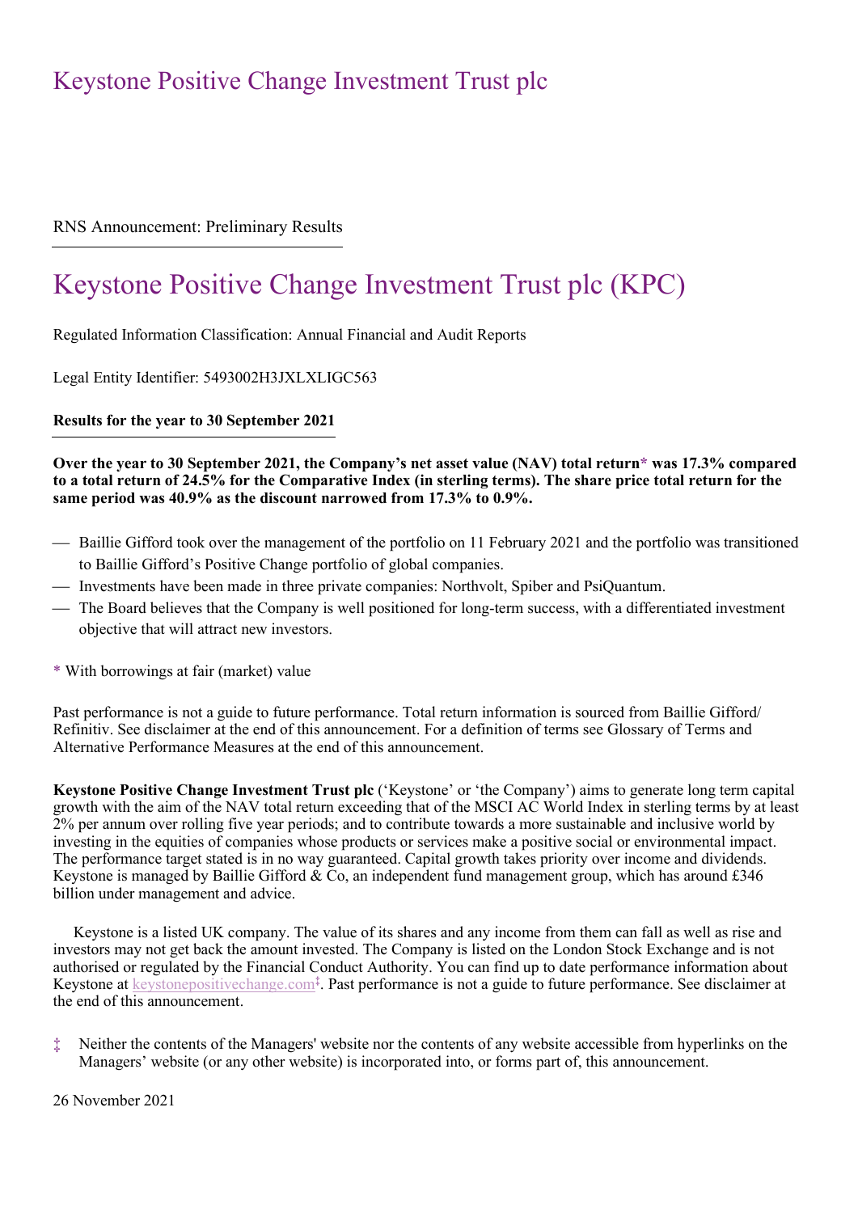# Keystone Positive Change Investment Trust plc

RNS Announcement: Preliminary Results

# Keystone Positive Change Investment Trust plc (KPC)

Regulated Information Classification: Annual Financial and Audit Reports

Legal Entity Identifier: 5493002H3JXLXLIGC563

**Results for the year to 30 September 2021**

**Over the year to 30 September 2021, the Company's net asset value (NAV) total return* was 17.3% compared to a total return of 24.5% for the Comparative Index (in sterling terms). The share price total return for the same period was 40.9% as the discount narrowed from 17.3% to 0.9%.**

- Baillie Gifford took over the management of the portfolio on 11 February 2021 and the portfolio was transitioned to Baillie Gifford's Positive Change portfolio of global companies.
- Investments have been made in three private companies: Northvolt, Spiber and PsiQuantum.
- The Board believes that the Company is well positioned for long-term success, with a differentiated investment objective that will attract new investors.

\* With borrowings at fair (market) value

Past performance is not a guide to future performance. Total return information is sourced from Baillie Gifford/ Refinitiv. See disclaimer at the end of this announcement. For a definition of terms see Glossary of Terms and Alternative Performance Measures at the end of this announcement.

**Keystone Positive Change Investment Trust plc** ('Keystone' or 'the Company') aims to generate long term capital growth with the aim of the NAV total return exceeding that of the MSCI AC World Index in sterling terms by at least 2% per annum over rolling five year periods; and to contribute towards a more sustainable and inclusive world by investing in the equities of companies whose products or services make a positive social or environmental impact. The performance target stated is in no way guaranteed. Capital growth takes priority over income and dividends. Keystone is managed by Baillie Gifford & Co, an independent fund management group, which has around £346 billion under management and advice.

Keystone is a listed UK company. The value of its shares and any income from them can fall as well as rise and investors may not get back the amount invested. The Company is listed on the London Stock Exchange and is not authorised or regulated by the Financial Conduct Authority. You can find up to date performance information about Keystone at keystonepositivechange.com‡. Past performance is not a guide to future performance. See disclaimer at the end of this announcement.

‡ Neither the contents of the Managers' website nor the contents of any website accessible from hyperlinks on the Managers' website (or any other website) is incorporated into, or forms part of, this announcement.

26 November 2021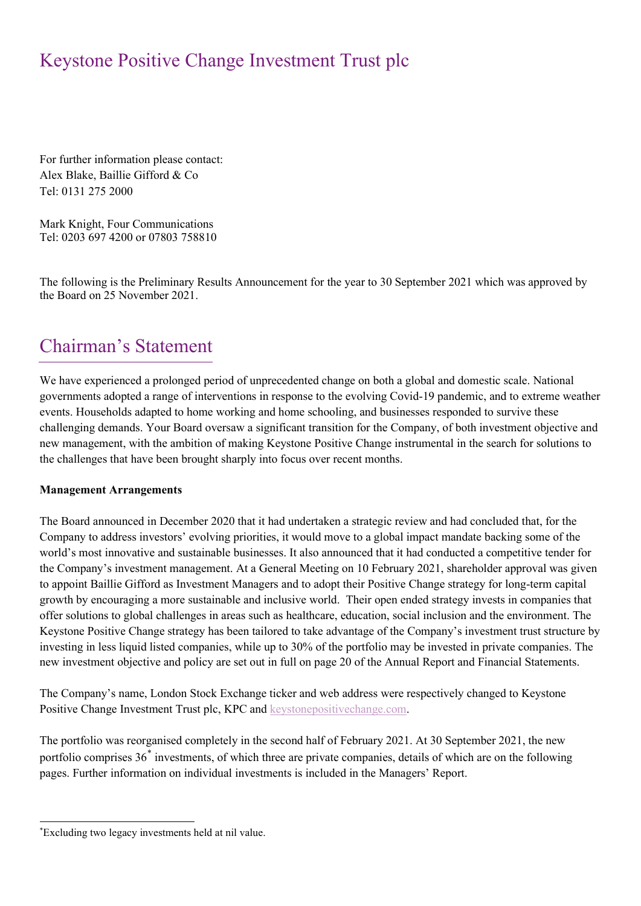# Keystone Positive Change Investment Trust plc

For further information please contact:
Alex Blake, Baillie Gifford & Co
Tel: 0131 275 2000

Mark Knight, Four Communications
Tel: 0203 697 4200 or 07803 758810

The following is the Preliminary Results Announcement for the year to 30 September 2021 which was approved by the Board on 25 November 2021.

## Chairman's Statement

We have experienced a prolonged period of unprecedented change on both a global and domestic scale. National governments adopted a range of interventions in response to the evolving Covid-19 pandemic, and to extreme weather events. Households adapted to home working and home schooling, and businesses responded to survive these challenging demands. Your Board oversaw a significant transition for the Company, of both investment objective and new management, with the ambition of making Keystone Positive Change instrumental in the search for solutions to the challenges that have been brought sharply into focus over recent months.

**Management Arrangements**

The Board announced in December 2020 that it had undertaken a strategic review and had concluded that, for the Company to address investors' evolving priorities, it would move to a global impact mandate backing some of the world's most innovative and sustainable businesses. It also announced that it had conducted a competitive tender for the Company's investment management. At a General Meeting on 10 February 2021, shareholder approval was given to appoint Baillie Gifford as Investment Managers and to adopt their Positive Change strategy for long-term capital growth by encouraging a more sustainable and inclusive world. Their open ended strategy invests in companies that offer solutions to global challenges in areas such as healthcare, education, social inclusion and the environment. The Keystone Positive Change strategy has been tailored to take advantage of the Company's investment trust structure by investing in less liquid listed companies, while up to 30% of the portfolio may be invested in private companies. The new investment objective and policy are set out in full on page 20 of the Annual Report and Financial Statements.

The Company's name, London Stock Exchange ticker and web address were respectively changed to Keystone Positive Change Investment Trust plc, KPC and keystonepositivechange.com.

The portfolio was reorganised completely in the second half of February 2021. At 30 September 2021, the new portfolio comprises 36* investments, of which three are private companies, details of which are on the following pages. Further information on individual investments is included in the Managers' Report.

*Excluding two legacy investments held at nil value.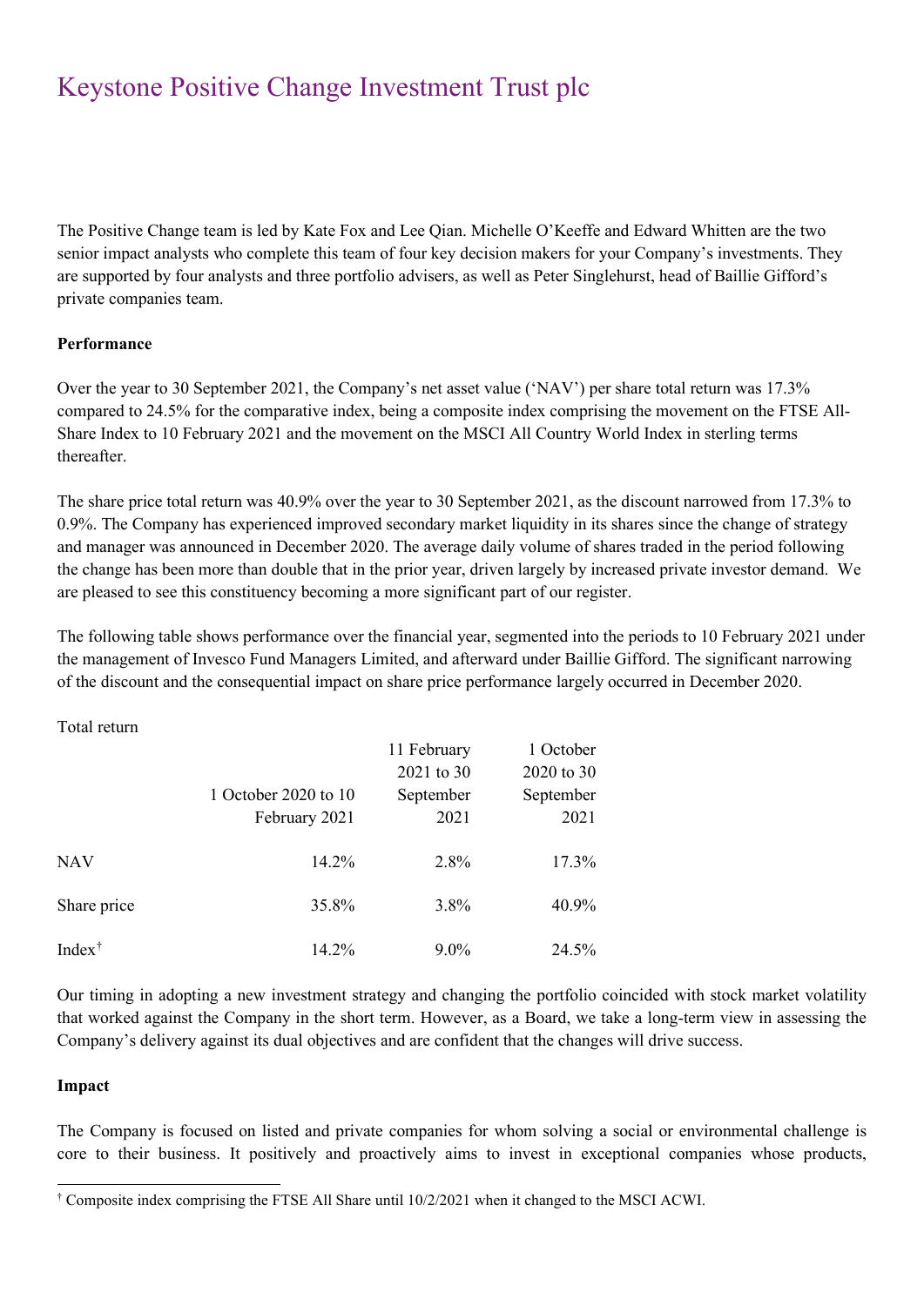# Keystone Positive Change Investment Trust plc

The Positive Change team is led by Kate Fox and Lee Qian. Michelle O'Keeffe and Edward Whitten are the two senior impact analysts who complete this team of four key decision makers for your Company's investments. They are supported by four analysts and three portfolio advisers, as well as Peter Singlehurst, head of Baillie Gifford's private companies team.

**Performance**

Over the year to 30 September 2021, the Company's net asset value ('NAV') per share total return was 17.3% compared to 24.5% for the comparative index, being a composite index comprising the movement on the FTSE All-Share Index to 10 February 2021 and the movement on the MSCI All Country World Index in sterling terms thereafter.

The share price total return was 40.9% over the year to 30 September 2021, as the discount narrowed from 17.3% to 0.9%. The Company has experienced improved secondary market liquidity in its shares since the change of strategy and manager was announced in December 2020. The average daily volume of shares traded in the period following the change has been more than double that in the prior year, driven largely by increased private investor demand. We are pleased to see this constituency becoming a more significant part of our register.

The following table shows performance over the financial year, segmented into the periods to 10 February 2021 under the management of Invesco Fund Managers Limited, and afterward under Baillie Gifford. The significant narrowing of the discount and the consequential impact on share price performance largely occurred in December 2020.

| Total return | 1 October 2020 to 10 February 2021 | 11 February 2021 to 30 September 2021 | 1 October 2020 to 30 September 2021 |
|---|---|---|---|
| NAV | 14.2% | 2.8% | 17.3% |
| Share price | 35.8% | 3.8% | 40.9% |
| Index[†] | 14.2% | 9.0% | 24.5% |

Our timing in adopting a new investment strategy and changing the portfolio coincided with stock market volatility that worked against the Company in the short term. However, as a Board, we take a long-term view in assessing the Company's delivery against its dual objectives and are confident that the changes will drive success.

**Impact**

The Company is focused on listed and private companies for whom solving a social or environmental challenge is core to their business. It positively and proactively aims to invest in exceptional companies whose products,

[†] Composite index comprising the FTSE All Share until 10/2/2021 when it changed to the MSCI ACWI.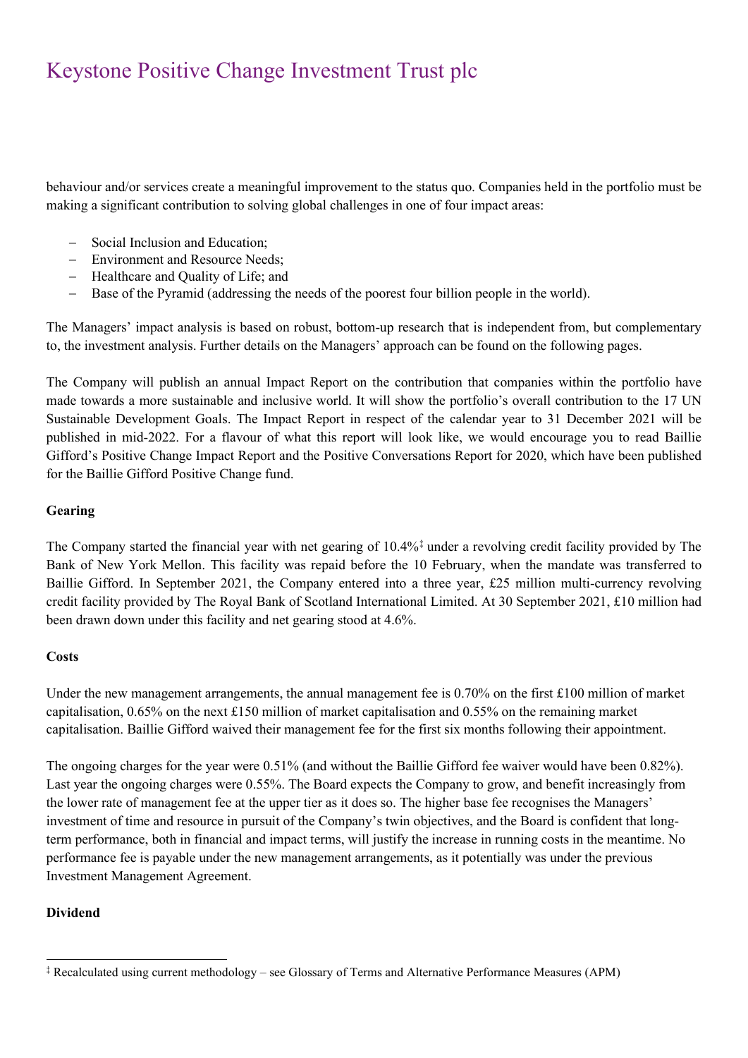behaviour and/or services create a meaningful improvement to the status quo. Companies held in the portfolio must be making a significant contribution to solving global challenges in one of four impact areas:

- Social Inclusion and Education;
- Environment and Resource Needs;
- Healthcare and Quality of Life; and
- Base of the Pyramid (addressing the needs of the poorest four billion people in the world).

The Managers' impact analysis is based on robust, bottom-up research that is independent from, but complementary to, the investment analysis. Further details on the Managers' approach can be found on the following pages.

The Company will publish an annual Impact Report on the contribution that companies within the portfolio have made towards a more sustainable and inclusive world. It will show the portfolio's overall contribution to the 17 UN Sustainable Development Goals. The Impact Report in respect of the calendar year to 31 December 2021 will be published in mid-2022. For a flavour of what this report will look like, we would encourage you to read Baillie Gifford's Positive Change Impact Report and the Positive Conversations Report for 2020, which have been published for the Baillie Gifford Positive Change fund.

**Gearing**

The Company started the financial year with net gearing of 10.4%‡ under a revolving credit facility provided by The Bank of New York Mellon. This facility was repaid before the 10 February, when the mandate was transferred to Baillie Gifford. In September 2021, the Company entered into a three year, £25 million multi-currency revolving credit facility provided by The Royal Bank of Scotland International Limited. At 30 September 2021, £10 million had been drawn down under this facility and net gearing stood at 4.6%.

**Costs**

Under the new management arrangements, the annual management fee is 0.70% on the first £100 million of market capitalisation, 0.65% on the next £150 million of market capitalisation and 0.55% on the remaining market capitalisation. Baillie Gifford waived their management fee for the first six months following their appointment.

The ongoing charges for the year were 0.51% (and without the Baillie Gifford fee waiver would have been 0.82%). Last year the ongoing charges were 0.55%. The Board expects the Company to grow, and benefit increasingly from the lower rate of management fee at the upper tier as it does so. The higher base fee recognises the Managers' investment of time and resource in pursuit of the Company's twin objectives, and the Board is confident that long-term performance, both in financial and impact terms, will justify the increase in running costs in the meantime. No performance fee is payable under the new management arrangements, as it potentially was under the previous Investment Management Agreement.

**Dividend**

‡ Recalculated using current methodology – see Glossary of Terms and Alternative Performance Measures (APM)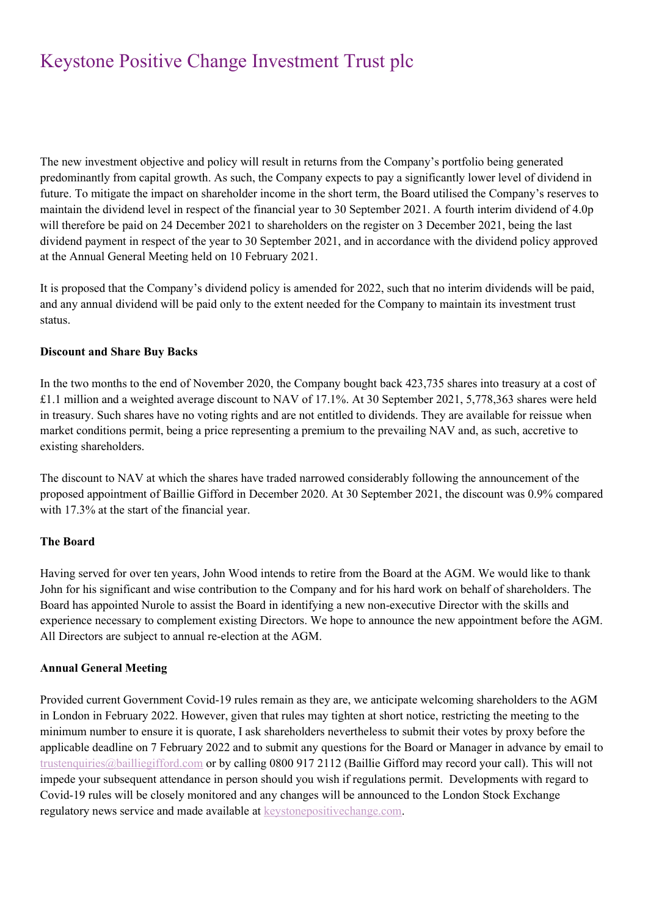The new investment objective and policy will result in returns from the Company's portfolio being generated predominantly from capital growth. As such, the Company expects to pay a significantly lower level of dividend in future. To mitigate the impact on shareholder income in the short term, the Board utilised the Company's reserves to maintain the dividend level in respect of the financial year to 30 September 2021. A fourth interim dividend of 4.0p will therefore be paid on 24 December 2021 to shareholders on the register on 3 December 2021, being the last dividend payment in respect of the year to 30 September 2021, and in accordance with the dividend policy approved at the Annual General Meeting held on 10 February 2021.

It is proposed that the Company's dividend policy is amended for 2022, such that no interim dividends will be paid, and any annual dividend will be paid only to the extent needed for the Company to maintain its investment trust status.

**Discount and Share Buy Backs**

In the two months to the end of November 2020, the Company bought back 423,735 shares into treasury at a cost of £1.1 million and a weighted average discount to NAV of 17.1%. At 30 September 2021, 5,778,363 shares were held in treasury. Such shares have no voting rights and are not entitled to dividends. They are available for reissue when market conditions permit, being a price representing a premium to the prevailing NAV and, as such, accretive to existing shareholders.

The discount to NAV at which the shares have traded narrowed considerably following the announcement of the proposed appointment of Baillie Gifford in December 2020. At 30 September 2021, the discount was 0.9% compared with 17.3% at the start of the financial year.

**The Board**

Having served for over ten years, John Wood intends to retire from the Board at the AGM. We would like to thank John for his significant and wise contribution to the Company and for his hard work on behalf of shareholders. The Board has appointed Nurole to assist the Board in identifying a new non-executive Director with the skills and experience necessary to complement existing Directors. We hope to announce the new appointment before the AGM. All Directors are subject to annual re-election at the AGM.

**Annual General Meeting**

Provided current Government Covid-19 rules remain as they are, we anticipate welcoming shareholders to the AGM in London in February 2022. However, given that rules may tighten at short notice, restricting the meeting to the minimum number to ensure it is quorate, I ask shareholders nevertheless to submit their votes by proxy before the applicable deadline on 7 February 2022 and to submit any questions for the Board or Manager in advance by email to trustenquiries@bailliegifford.com or by calling 0800 917 2112 (Baillie Gifford may record your call). This will not impede your subsequent attendance in person should you wish if regulations permit. Developments with regard to Covid-19 rules will be closely monitored and any changes will be announced to the London Stock Exchange regulatory news service and made available at keystonepositivechange.com.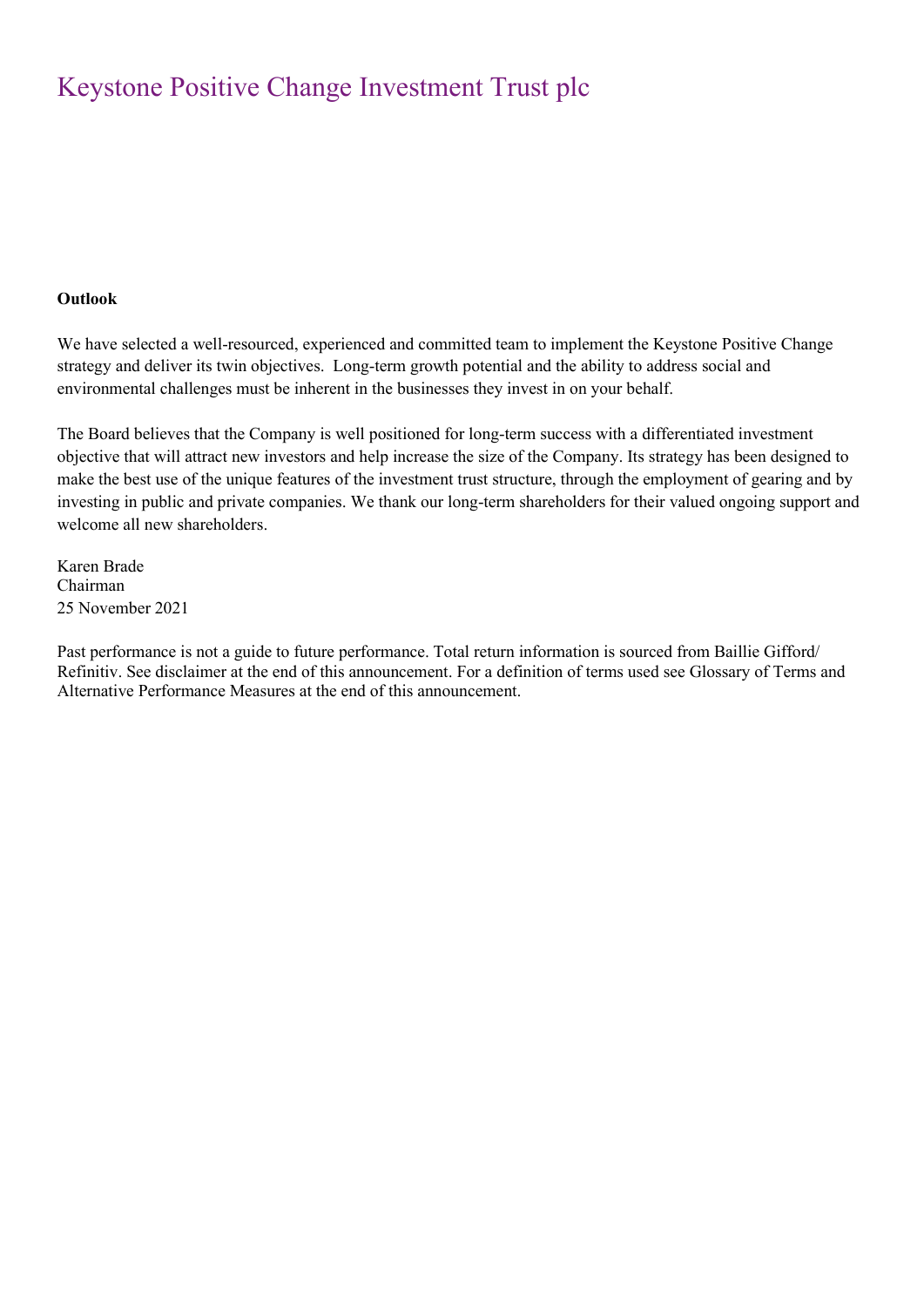**Outlook**

We have selected a well-resourced, experienced and committed team to implement the Keystone Positive Change strategy and deliver its twin objectives. Long-term growth potential and the ability to address social and environmental challenges must be inherent in the businesses they invest in on your behalf.

The Board believes that the Company is well positioned for long-term success with a differentiated investment objective that will attract new investors and help increase the size of the Company. Its strategy has been designed to make the best use of the unique features of the investment trust structure, through the employment of gearing and by investing in public and private companies. We thank our long-term shareholders for their valued ongoing support and welcome all new shareholders.

Karen Brade
Chairman
25 November 2021

Past performance is not a guide to future performance. Total return information is sourced from Baillie Gifford/ Refinitiv. See disclaimer at the end of this announcement. For a definition of terms used see Glossary of Terms and Alternative Performance Measures at the end of this announcement.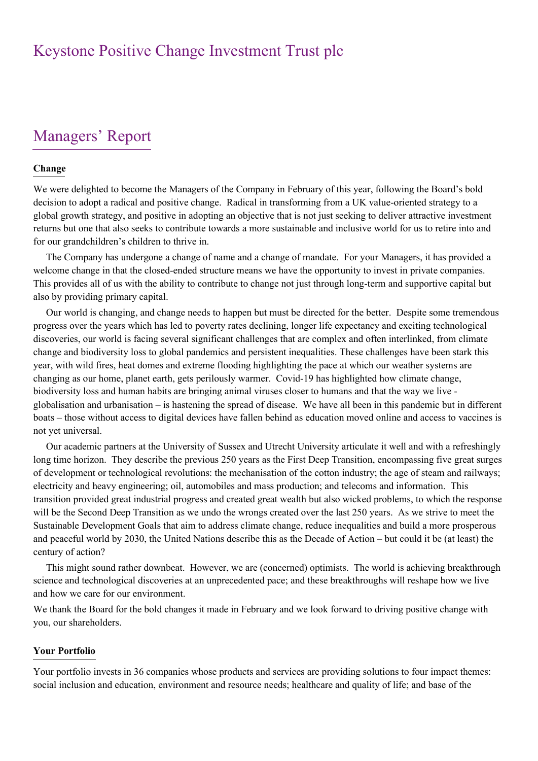# Keystone Positive Change Investment Trust plc

## Managers' Report

**Change**

We were delighted to become the Managers of the Company in February of this year, following the Board's bold decision to adopt a radical and positive change. Radical in transforming from a UK value-oriented strategy to a global growth strategy, and positive in adopting an objective that is not just seeking to deliver attractive investment returns but one that also seeks to contribute towards a more sustainable and inclusive world for us to retire into and for our grandchildren's children to thrive in.

The Company has undergone a change of name and a change of mandate. For your Managers, it has provided a welcome change in that the closed-ended structure means we have the opportunity to invest in private companies. This provides all of us with the ability to contribute to change not just through long-term and supportive capital but also by providing primary capital.

Our world is changing, and change needs to happen but must be directed for the better. Despite some tremendous progress over the years which has led to poverty rates declining, longer life expectancy and exciting technological discoveries, our world is facing several significant challenges that are complex and often interlinked, from climate change and biodiversity loss to global pandemics and persistent inequalities. These challenges have been stark this year, with wild fires, heat domes and extreme flooding highlighting the pace at which our weather systems are changing as our home, planet earth, gets perilously warmer. Covid-19 has highlighted how climate change, biodiversity loss and human habits are bringing animal viruses closer to humans and that the way we live - globalisation and urbanisation – is hastening the spread of disease. We have all been in this pandemic but in different boats – those without access to digital devices have fallen behind as education moved online and access to vaccines is not yet universal.

Our academic partners at the University of Sussex and Utrecht University articulate it well and with a refreshingly long time horizon. They describe the previous 250 years as the First Deep Transition, encompassing five great surges of development or technological revolutions: the mechanisation of the cotton industry; the age of steam and railways; electricity and heavy engineering; oil, automobiles and mass production; and telecoms and information. This transition provided great industrial progress and created great wealth but also wicked problems, to which the response will be the Second Deep Transition as we undo the wrongs created over the last 250 years. As we strive to meet the Sustainable Development Goals that aim to address climate change, reduce inequalities and build a more prosperous and peaceful world by 2030, the United Nations describe this as the Decade of Action – but could it be (at least) the century of action?

This might sound rather downbeat. However, we are (concerned) optimists. The world is achieving breakthrough science and technological discoveries at an unprecedented pace; and these breakthroughs will reshape how we live and how we care for our environment.

We thank the Board for the bold changes it made in February and we look forward to driving positive change with you, our shareholders.

**Your Portfolio**

Your portfolio invests in 36 companies whose products and services are providing solutions to four impact themes: social inclusion and education, environment and resource needs; healthcare and quality of life; and base of the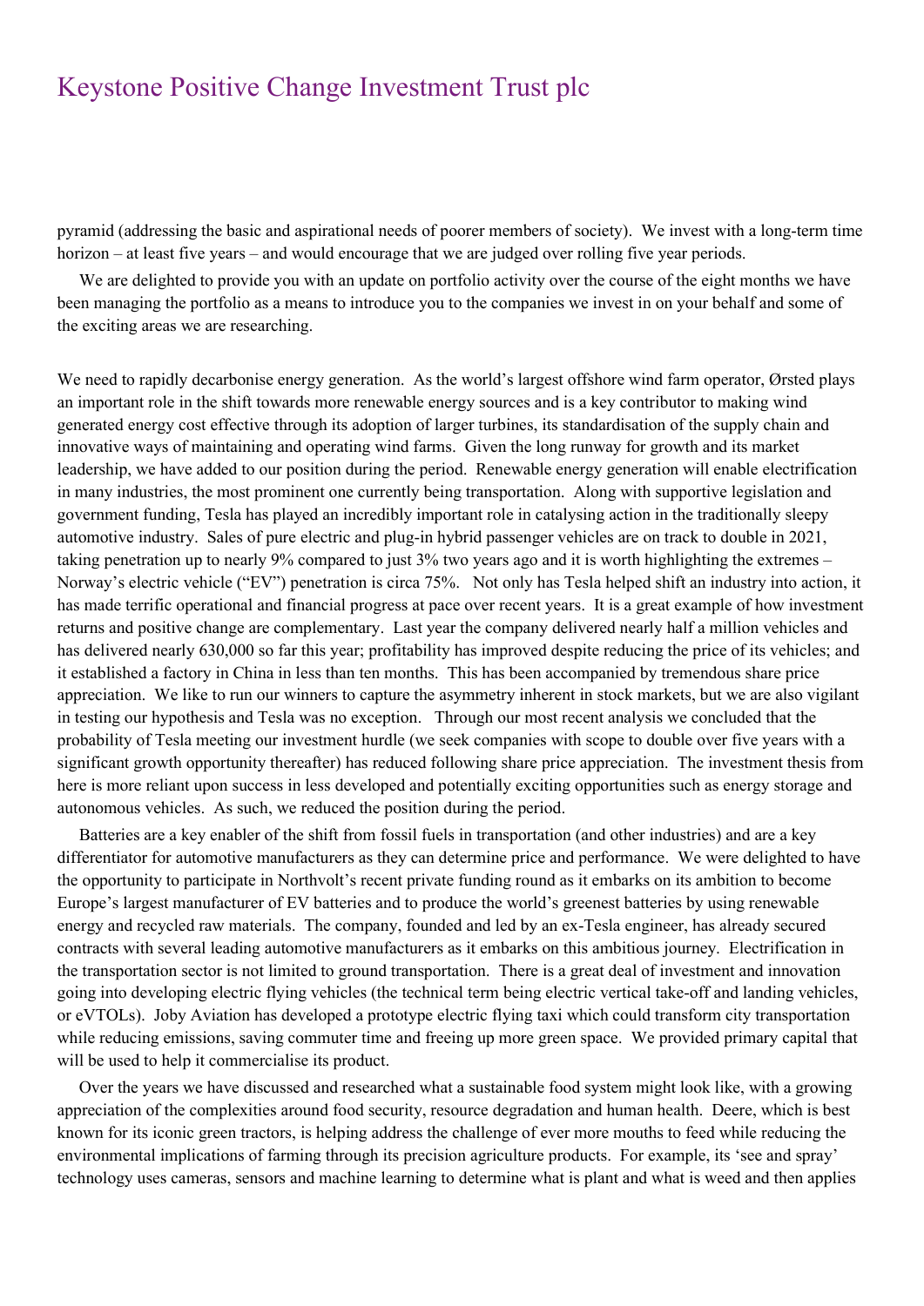pyramid (addressing the basic and aspirational needs of poorer members of society). We invest with a long-term time horizon – at least five years – and would encourage that we are judged over rolling five year periods.

We are delighted to provide you with an update on portfolio activity over the course of the eight months we have been managing the portfolio as a means to introduce you to the companies we invest in on your behalf and some of the exciting areas we are researching.

We need to rapidly decarbonise energy generation. As the world's largest offshore wind farm operator, Ørsted plays an important role in the shift towards more renewable energy sources and is a key contributor to making wind generated energy cost effective through its adoption of larger turbines, its standardisation of the supply chain and innovative ways of maintaining and operating wind farms. Given the long runway for growth and its market leadership, we have added to our position during the period. Renewable energy generation will enable electrification in many industries, the most prominent one currently being transportation. Along with supportive legislation and government funding, Tesla has played an incredibly important role in catalysing action in the traditionally sleepy automotive industry. Sales of pure electric and plug-in hybrid passenger vehicles are on track to double in 2021, taking penetration up to nearly 9% compared to just 3% two years ago and it is worth highlighting the extremes – Norway's electric vehicle ("EV") penetration is circa 75%. Not only has Tesla helped shift an industry into action, it has made terrific operational and financial progress at pace over recent years. It is a great example of how investment returns and positive change are complementary. Last year the company delivered nearly half a million vehicles and has delivered nearly 630,000 so far this year; profitability has improved despite reducing the price of its vehicles; and it established a factory in China in less than ten months. This has been accompanied by tremendous share price appreciation. We like to run our winners to capture the asymmetry inherent in stock markets, but we are also vigilant in testing our hypothesis and Tesla was no exception. Through our most recent analysis we concluded that the probability of Tesla meeting our investment hurdle (we seek companies with scope to double over five years with a significant growth opportunity thereafter) has reduced following share price appreciation. The investment thesis from here is more reliant upon success in less developed and potentially exciting opportunities such as energy storage and autonomous vehicles. As such, we reduced the position during the period.

Batteries are a key enabler of the shift from fossil fuels in transportation (and other industries) and are a key differentiator for automotive manufacturers as they can determine price and performance. We were delighted to have the opportunity to participate in Northvolt's recent private funding round as it embarks on its ambition to become Europe's largest manufacturer of EV batteries and to produce the world's greenest batteries by using renewable energy and recycled raw materials. The company, founded and led by an ex-Tesla engineer, has already secured contracts with several leading automotive manufacturers as it embarks on this ambitious journey. Electrification in the transportation sector is not limited to ground transportation. There is a great deal of investment and innovation going into developing electric flying vehicles (the technical term being electric vertical take-off and landing vehicles, or eVTOLs). Joby Aviation has developed a prototype electric flying taxi which could transform city transportation while reducing emissions, saving commuter time and freeing up more green space. We provided primary capital that will be used to help it commercialise its product.

Over the years we have discussed and researched what a sustainable food system might look like, with a growing appreciation of the complexities around food security, resource degradation and human health. Deere, which is best known for its iconic green tractors, is helping address the challenge of ever more mouths to feed while reducing the environmental implications of farming through its precision agriculture products. For example, its 'see and spray' technology uses cameras, sensors and machine learning to determine what is plant and what is weed and then applies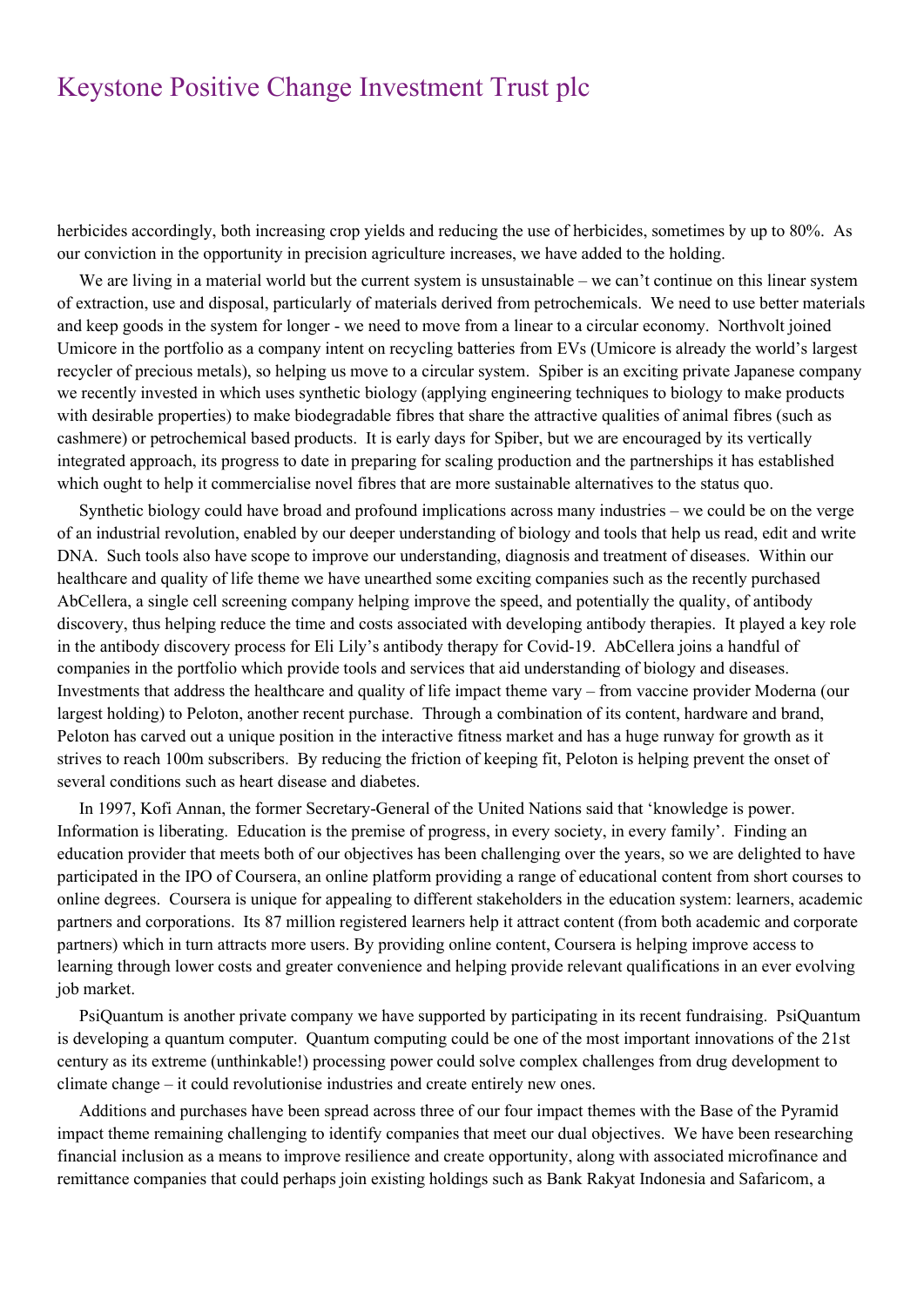herbicides accordingly, both increasing crop yields and reducing the use of herbicides, sometimes by up to 80%. As our conviction in the opportunity in precision agriculture increases, we have added to the holding.

We are living in a material world but the current system is unsustainable – we can't continue on this linear system of extraction, use and disposal, particularly of materials derived from petrochemicals. We need to use better materials and keep goods in the system for longer - we need to move from a linear to a circular economy. Northvolt joined Umicore in the portfolio as a company intent on recycling batteries from EVs (Umicore is already the world's largest recycler of precious metals), so helping us move to a circular system. Spiber is an exciting private Japanese company we recently invested in which uses synthetic biology (applying engineering techniques to biology to make products with desirable properties) to make biodegradable fibres that share the attractive qualities of animal fibres (such as cashmere) or petrochemical based products. It is early days for Spiber, but we are encouraged by its vertically integrated approach, its progress to date in preparing for scaling production and the partnerships it has established which ought to help it commercialise novel fibres that are more sustainable alternatives to the status quo.

Synthetic biology could have broad and profound implications across many industries – we could be on the verge of an industrial revolution, enabled by our deeper understanding of biology and tools that help us read, edit and write DNA. Such tools also have scope to improve our understanding, diagnosis and treatment of diseases. Within our healthcare and quality of life theme we have unearthed some exciting companies such as the recently purchased AbCellera, a single cell screening company helping improve the speed, and potentially the quality, of antibody discovery, thus helping reduce the time and costs associated with developing antibody therapies. It played a key role in the antibody discovery process for Eli Lily's antibody therapy for Covid-19. AbCellera joins a handful of companies in the portfolio which provide tools and services that aid understanding of biology and diseases. Investments that address the healthcare and quality of life impact theme vary – from vaccine provider Moderna (our largest holding) to Peloton, another recent purchase. Through a combination of its content, hardware and brand, Peloton has carved out a unique position in the interactive fitness market and has a huge runway for growth as it strives to reach 100m subscribers. By reducing the friction of keeping fit, Peloton is helping prevent the onset of several conditions such as heart disease and diabetes.

In 1997, Kofi Annan, the former Secretary-General of the United Nations said that 'knowledge is power. Information is liberating. Education is the premise of progress, in every society, in every family'. Finding an education provider that meets both of our objectives has been challenging over the years, so we are delighted to have participated in the IPO of Coursera, an online platform providing a range of educational content from short courses to online degrees. Coursera is unique for appealing to different stakeholders in the education system: learners, academic partners and corporations. Its 87 million registered learners help it attract content (from both academic and corporate partners) which in turn attracts more users. By providing online content, Coursera is helping improve access to learning through lower costs and greater convenience and helping provide relevant qualifications in an ever evolving job market.

PsiQuantum is another private company we have supported by participating in its recent fundraising. PsiQuantum is developing a quantum computer. Quantum computing could be one of the most important innovations of the 21st century as its extreme (unthinkable!) processing power could solve complex challenges from drug development to climate change – it could revolutionise industries and create entirely new ones.

Additions and purchases have been spread across three of our four impact themes with the Base of the Pyramid impact theme remaining challenging to identify companies that meet our dual objectives. We have been researching financial inclusion as a means to improve resilience and create opportunity, along with associated microfinance and remittance companies that could perhaps join existing holdings such as Bank Rakyat Indonesia and Safaricom, a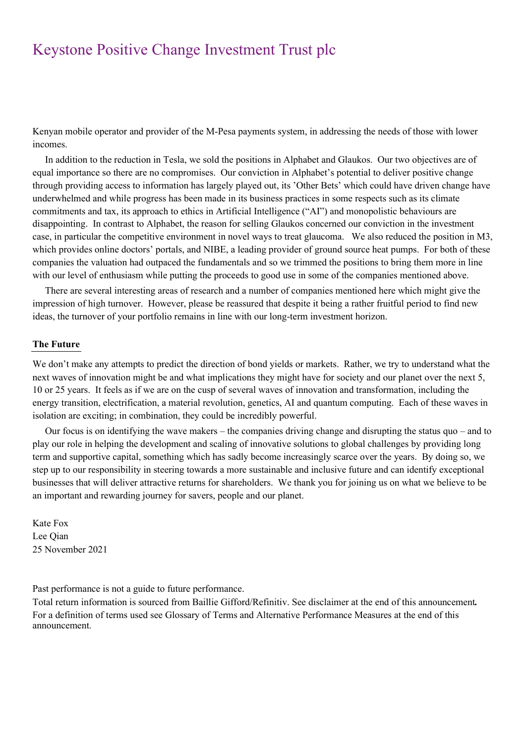Kenyan mobile operator and provider of the M-Pesa payments system, in addressing the needs of those with lower incomes.

In addition to the reduction in Tesla, we sold the positions in Alphabet and Glaukos. Our two objectives are of equal importance so there are no compromises. Our conviction in Alphabet's potential to deliver positive change through providing access to information has largely played out, its 'Other Bets' which could have driven change have underwhelmed and while progress has been made in its business practices in some respects such as its climate commitments and tax, its approach to ethics in Artificial Intelligence ("AI") and monopolistic behaviours are disappointing. In contrast to Alphabet, the reason for selling Glaukos concerned our conviction in the investment case, in particular the competitive environment in novel ways to treat glaucoma. We also reduced the position in M3, which provides online doctors' portals, and NIBE, a leading provider of ground source heat pumps. For both of these companies the valuation had outpaced the fundamentals and so we trimmed the positions to bring them more in line with our level of enthusiasm while putting the proceeds to good use in some of the companies mentioned above.

There are several interesting areas of research and a number of companies mentioned here which might give the impression of high turnover. However, please be reassured that despite it being a rather fruitful period to find new ideas, the turnover of your portfolio remains in line with our long-term investment horizon.

**The Future**

We don't make any attempts to predict the direction of bond yields or markets. Rather, we try to understand what the next waves of innovation might be and what implications they might have for society and our planet over the next 5, 10 or 25 years. It feels as if we are on the cusp of several waves of innovation and transformation, including the energy transition, electrification, a material revolution, genetics, AI and quantum computing. Each of these waves in isolation are exciting; in combination, they could be incredibly powerful.

Our focus is on identifying the wave makers – the companies driving change and disrupting the status quo – and to play our role in helping the development and scaling of innovative solutions to global challenges by providing long term and supportive capital, something which has sadly become increasingly scarce over the years. By doing so, we step up to our responsibility in steering towards a more sustainable and inclusive future and can identify exceptional businesses that will deliver attractive returns for shareholders. We thank you for joining us on what we believe to be an important and rewarding journey for savers, people and our planet.

Kate Fox
Lee Qian
25 November 2021

Past performance is not a guide to future performance.
Total return information is sourced from Baillie Gifford/Refinitiv. See disclaimer at the end of this announcement.
For a definition of terms used see Glossary of Terms and Alternative Performance Measures at the end of this announcement.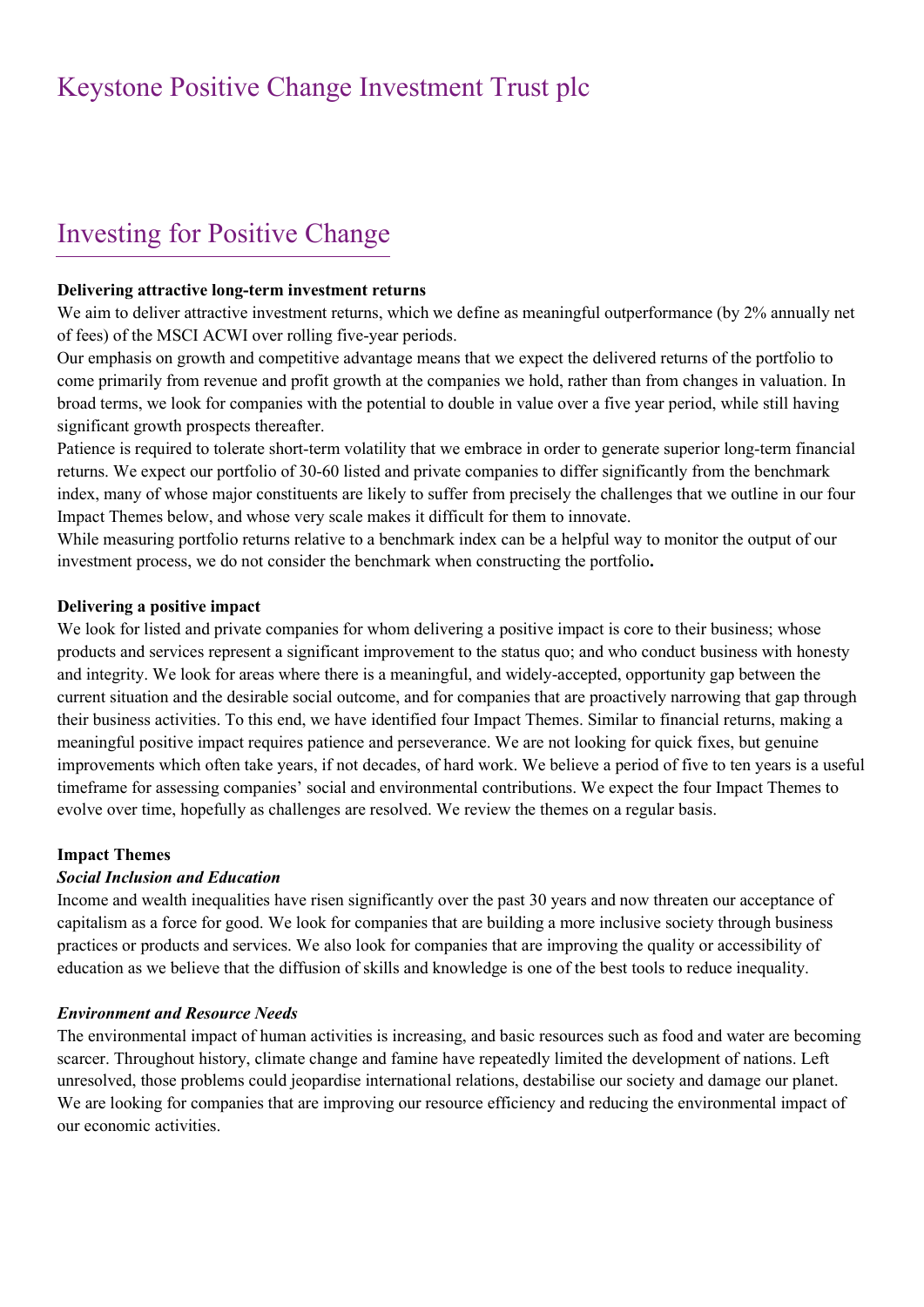# Keystone Positive Change Investment Trust plc

## Investing for Positive Change

**Delivering attractive long-term investment returns**

We aim to deliver attractive investment returns, which we define as meaningful outperformance (by 2% annually net of fees) of the MSCI ACWI over rolling five-year periods.

Our emphasis on growth and competitive advantage means that we expect the delivered returns of the portfolio to come primarily from revenue and profit growth at the companies we hold, rather than from changes in valuation. In broad terms, we look for companies with the potential to double in value over a five year period, while still having significant growth prospects thereafter.

Patience is required to tolerate short-term volatility that we embrace in order to generate superior long-term financial returns. We expect our portfolio of 30-60 listed and private companies to differ significantly from the benchmark index, many of whose major constituents are likely to suffer from precisely the challenges that we outline in our four Impact Themes below, and whose very scale makes it difficult for them to innovate.

While measuring portfolio returns relative to a benchmark index can be a helpful way to monitor the output of our investment process, we do not consider the benchmark when constructing the portfolio.

**Delivering a positive impact**

We look for listed and private companies for whom delivering a positive impact is core to their business; whose products and services represent a significant improvement to the status quo; and who conduct business with honesty and integrity. We look for areas where there is a meaningful, and widely-accepted, opportunity gap between the current situation and the desirable social outcome, and for companies that are proactively narrowing that gap through their business activities. To this end, we have identified four Impact Themes. Similar to financial returns, making a meaningful positive impact requires patience and perseverance. We are not looking for quick fixes, but genuine improvements which often take years, if not decades, of hard work. We believe a period of five to ten years is a useful timeframe for assessing companies' social and environmental contributions. We expect the four Impact Themes to evolve over time, hopefully as challenges are resolved. We review the themes on a regular basis.

**Impact Themes**

***Social Inclusion and Education***

Income and wealth inequalities have risen significantly over the past 30 years and now threaten our acceptance of capitalism as a force for good. We look for companies that are building a more inclusive society through business practices or products and services. We also look for companies that are improving the quality or accessibility of education as we believe that the diffusion of skills and knowledge is one of the best tools to reduce inequality.

***Environment and Resource Needs***

The environmental impact of human activities is increasing, and basic resources such as food and water are becoming scarcer. Throughout history, climate change and famine have repeatedly limited the development of nations. Left unresolved, those problems could jeopardise international relations, destabilise our society and damage our planet. We are looking for companies that are improving our resource efficiency and reducing the environmental impact of our economic activities.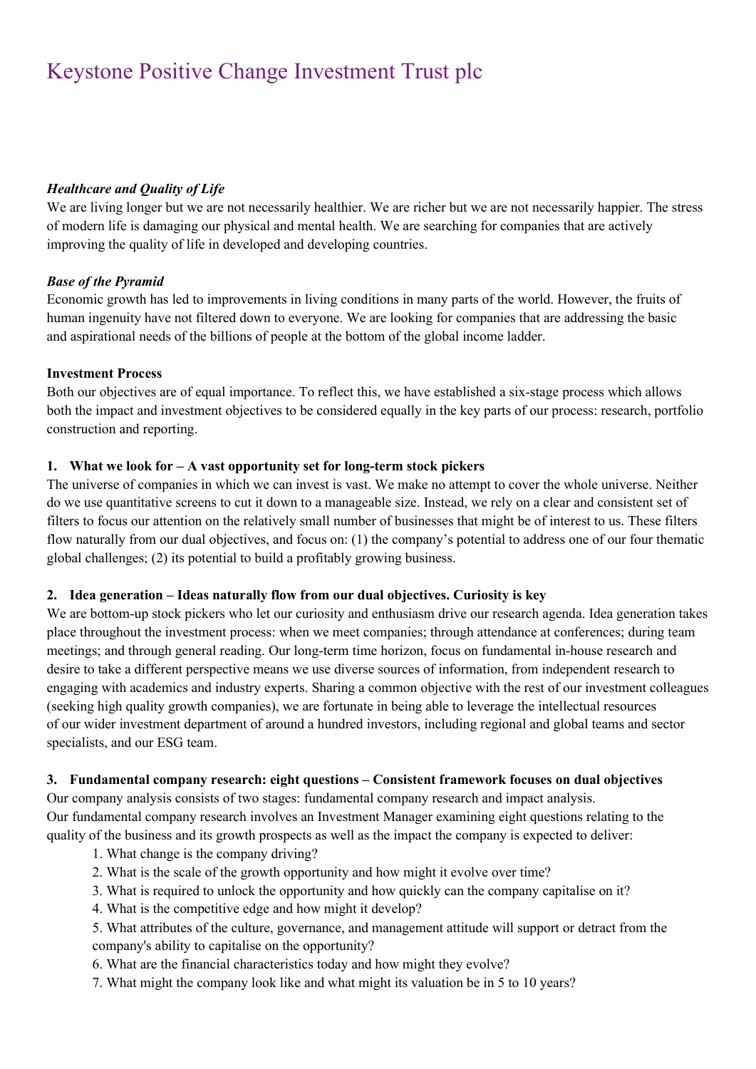# Keystone Positive Change Investment Trust plc

***Healthcare and Quality of Life***

We are living longer but we are not necessarily healthier. We are richer but we are not necessarily happier. The stress of modern life is damaging our physical and mental health. We are searching for companies that are actively improving the quality of life in developed and developing countries.

***Base of the Pyramid***

Economic growth has led to improvements in living conditions in many parts of the world. However, the fruits of human ingenuity have not filtered down to everyone. We are looking for companies that are addressing the basic and aspirational needs of the billions of people at the bottom of the global income ladder.

**Investment Process**

Both our objectives are of equal importance. To reflect this, we have established a six-stage process which allows both the impact and investment objectives to be considered equally in the key parts of our process: research, portfolio construction and reporting.

**1. What we look for – A vast opportunity set for long-term stock pickers**

The universe of companies in which we can invest is vast. We make no attempt to cover the whole universe. Neither do we use quantitative screens to cut it down to a manageable size. Instead, we rely on a clear and consistent set of filters to focus our attention on the relatively small number of businesses that might be of interest to us. These filters flow naturally from our dual objectives, and focus on: (1) the company's potential to address one of our four thematic global challenges; (2) its potential to build a profitably growing business.

**2. Idea generation – Ideas naturally flow from our dual objectives. Curiosity is key**

We are bottom-up stock pickers who let our curiosity and enthusiasm drive our research agenda. Idea generation takes place throughout the investment process: when we meet companies; through attendance at conferences; during team meetings; and through general reading. Our long-term time horizon, focus on fundamental in-house research and desire to take a different perspective means we use diverse sources of information, from independent research to engaging with academics and industry experts. Sharing a common objective with the rest of our investment colleagues (seeking high quality growth companies), we are fortunate in being able to leverage the intellectual resources of our wider investment department of around a hundred investors, including regional and global teams and sector specialists, and our ESG team.

**3. Fundamental company research: eight questions – Consistent framework focuses on dual objectives**

Our company analysis consists of two stages: fundamental company research and impact analysis.
Our fundamental company research involves an Investment Manager examining eight questions relating to the quality of the business and its growth prospects as well as the impact the company is expected to deliver:

1. What change is the company driving?
2. What is the scale of the growth opportunity and how might it evolve over time?
3. What is required to unlock the opportunity and how quickly can the company capitalise on it?
4. What is the competitive edge and how might it develop?
5. What attributes of the culture, governance, and management attitude will support or detract from the company's ability to capitalise on the opportunity?
6. What are the financial characteristics today and how might they evolve?
7. What might the company look like and what might its valuation be in 5 to 10 years?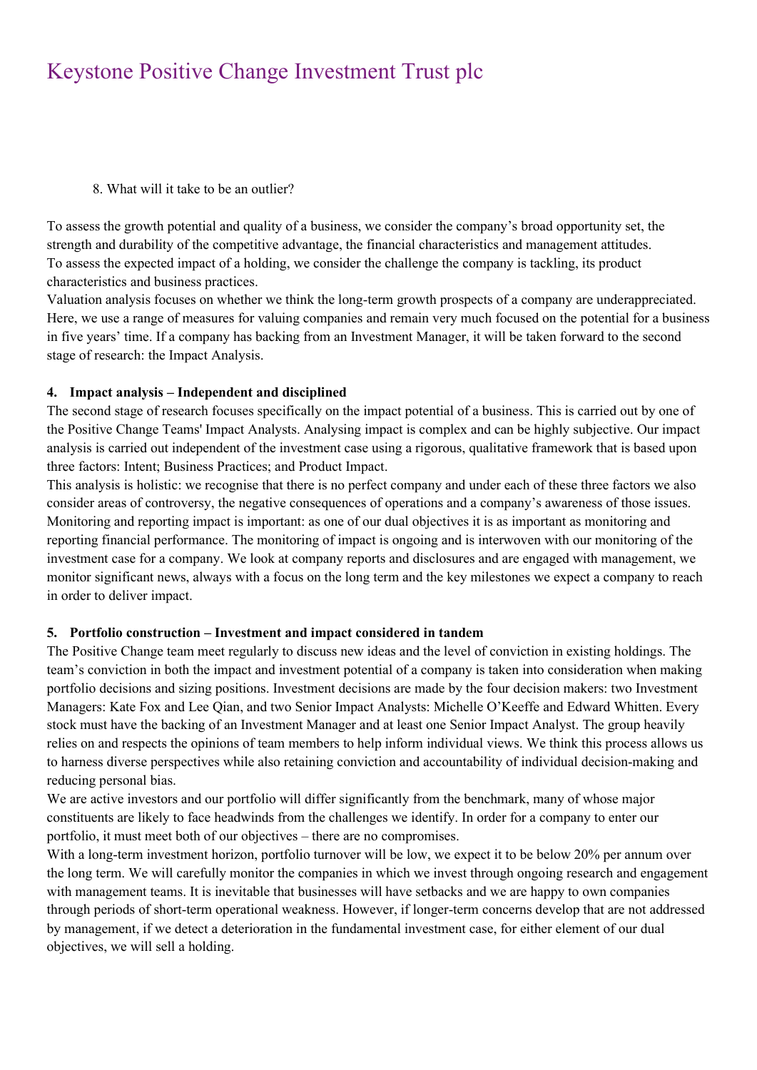8. What will it take to be an outlier?

To assess the growth potential and quality of a business, we consider the company's broad opportunity set, the strength and durability of the competitive advantage, the financial characteristics and management attitudes.
To assess the expected impact of a holding, we consider the challenge the company is tackling, its product characteristics and business practices.
Valuation analysis focuses on whether we think the long-term growth prospects of a company are underappreciated. Here, we use a range of measures for valuing companies and remain very much focused on the potential for a business in five years' time. If a company has backing from an Investment Manager, it will be taken forward to the second stage of research: the Impact Analysis.

**4. Impact analysis – Independent and disciplined**

The second stage of research focuses specifically on the impact potential of a business. This is carried out by one of the Positive Change Teams' Impact Analysts. Analysing impact is complex and can be highly subjective. Our impact analysis is carried out independent of the investment case using a rigorous, qualitative framework that is based upon three factors: Intent; Business Practices; and Product Impact.
This analysis is holistic: we recognise that there is no perfect company and under each of these three factors we also consider areas of controversy, the negative consequences of operations and a company's awareness of those issues.
Monitoring and reporting impact is important: as one of our dual objectives it is as important as monitoring and reporting financial performance. The monitoring of impact is ongoing and is interwoven with our monitoring of the investment case for a company. We look at company reports and disclosures and are engaged with management, we monitor significant news, always with a focus on the long term and the key milestones we expect a company to reach in order to deliver impact.

**5. Portfolio construction – Investment and impact considered in tandem**

The Positive Change team meet regularly to discuss new ideas and the level of conviction in existing holdings. The team's conviction in both the impact and investment potential of a company is taken into consideration when making portfolio decisions and sizing positions. Investment decisions are made by the four decision makers: two Investment Managers: Kate Fox and Lee Qian, and two Senior Impact Analysts: Michelle O'Keeffe and Edward Whitten. Every stock must have the backing of an Investment Manager and at least one Senior Impact Analyst. The group heavily relies on and respects the opinions of team members to help inform individual views. We think this process allows us to harness diverse perspectives while also retaining conviction and accountability of individual decision-making and reducing personal bias.
We are active investors and our portfolio will differ significantly from the benchmark, many of whose major constituents are likely to face headwinds from the challenges we identify. In order for a company to enter our portfolio, it must meet both of our objectives – there are no compromises.
With a long-term investment horizon, portfolio turnover will be low, we expect it to be below 20% per annum over the long term. We will carefully monitor the companies in which we invest through ongoing research and engagement with management teams. It is inevitable that businesses will have setbacks and we are happy to own companies through periods of short-term operational weakness. However, if longer-term concerns develop that are not addressed by management, if we detect a deterioration in the fundamental investment case, for either element of our dual objectives, we will sell a holding.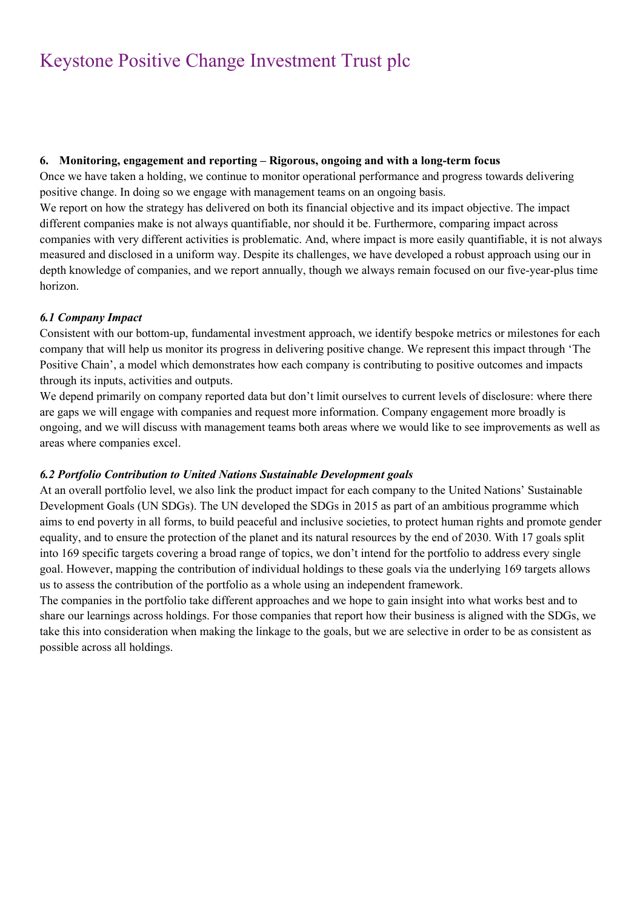# Keystone Positive Change Investment Trust plc

**6. Monitoring, engagement and reporting – Rigorous, ongoing and with a long-term focus**

Once we have taken a holding, we continue to monitor operational performance and progress towards delivering positive change. In doing so we engage with management teams on an ongoing basis.

We report on how the strategy has delivered on both its financial objective and its impact objective. The impact different companies make is not always quantifiable, nor should it be. Furthermore, comparing impact across companies with very different activities is problematic. And, where impact is more easily quantifiable, it is not always measured and disclosed in a uniform way. Despite its challenges, we have developed a robust approach using our in depth knowledge of companies, and we report annually, though we always remain focused on our five-year-plus time horizon.

***6.1 Company Impact***

Consistent with our bottom-up, fundamental investment approach, we identify bespoke metrics or milestones for each company that will help us monitor its progress in delivering positive change. We represent this impact through 'The Positive Chain', a model which demonstrates how each company is contributing to positive outcomes and impacts through its inputs, activities and outputs.

We depend primarily on company reported data but don't limit ourselves to current levels of disclosure: where there are gaps we will engage with companies and request more information. Company engagement more broadly is ongoing, and we will discuss with management teams both areas where we would like to see improvements as well as areas where companies excel.

***6.2 Portfolio Contribution to United Nations Sustainable Development goals***

At an overall portfolio level, we also link the product impact for each company to the United Nations' Sustainable Development Goals (UN SDGs). The UN developed the SDGs in 2015 as part of an ambitious programme which aims to end poverty in all forms, to build peaceful and inclusive societies, to protect human rights and promote gender equality, and to ensure the protection of the planet and its natural resources by the end of 2030. With 17 goals split into 169 specific targets covering a broad range of topics, we don't intend for the portfolio to address every single goal. However, mapping the contribution of individual holdings to these goals via the underlying 169 targets allows us to assess the contribution of the portfolio as a whole using an independent framework.

The companies in the portfolio take different approaches and we hope to gain insight into what works best and to share our learnings across holdings. For those companies that report how their business is aligned with the SDGs, we take this into consideration when making the linkage to the goals, but we are selective in order to be as consistent as possible across all holdings.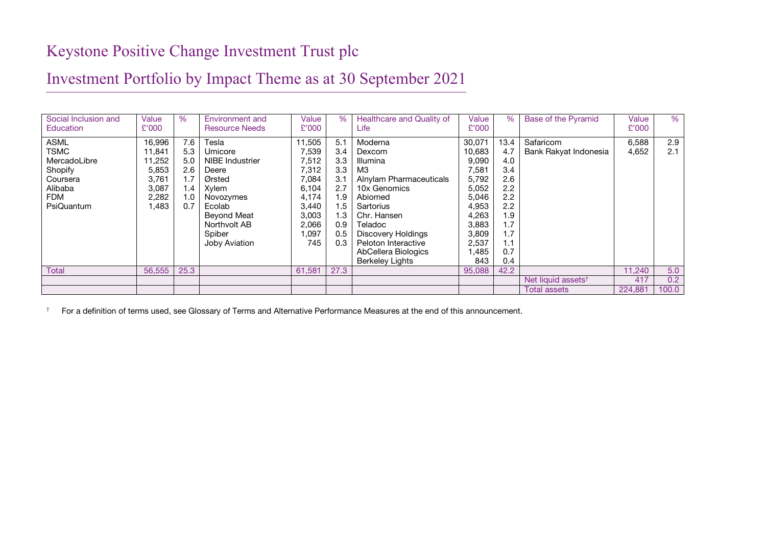# Keystone Positive Change Investment Trust plc

## Investment Portfolio by Impact Theme as at 30 September 2021

| Social Inclusion and Education | Value £'000 | % | Environment and Resource Needs | Value £'000 | % | Healthcare and Quality of Life | Value £'000 | % | Base of the Pyramid | Value £'000 | % |
|---|---|---|---|---|---|---|---|---|---|---|---|
| ASML | 16,996 | 7.6 | Tesla | 11,505 | 5.1 | Moderna | 30,071 | 13.4 | Safaricom | 6,588 | 2.9 |
| TSMC | 11,841 | 5.3 | Umicore | 7,539 | 3.4 | Dexcom | 10,683 | 4.7 | Bank Rakyat Indonesia | 4,652 | 2.1 |
| MercadoLibre | 11,252 | 5.0 | NIBE Industrier | 7,512 | 3.3 | Illumina | 9,090 | 4.0 | | | |
| Shopify | 5,853 | 2.6 | Deere | 7,312 | 3.3 | M3 | 7,581 | 3.4 | | | |
| Coursera | 3,761 | 1.7 | Ørsted | 7,084 | 3.1 | Alnylam Pharmaceuticals | 5,792 | 2.6 | | | |
| Alibaba | 3,087 | 1.4 | Xylem | 6,104 | 2.7 | 10x Genomics | 5,052 | 2.2 | | | |
| FDM | 2,282 | 1.0 | Novozymes | 4,174 | 1.9 | Abiomed | 5,046 | 2.2 | | | |
| PsiQuantum | 1,483 | 0.7 | Ecolab | 3,440 | 1.5 | Sartorius | 4,953 | 2.2 | | | |
| | | | Beyond Meat | 3,003 | 1.3 | Chr. Hansen | 4,263 | 1.9 | | | |
| | | | Northvolt AB | 2,066 | 0.9 | Teladoc | 3,883 | 1.7 | | | |
| | | | Spiber | 1,097 | 0.5 | Discovery Holdings | 3,809 | 1.7 | | | |
| | | | Joby Aviation | 745 | 0.3 | Peloton Interactive | 2,537 | 1.1 | | | |
| | | | | | | AbCellera Biologics | 1,485 | 0.7 | | | |
| | | | | | | Berkeley Lights | 843 | 0.4 | | | |
| Total | 56,555 | 25.3 | | 61,581 | 27.3 | | 95,088 | 42.2 | | 11,240 | 5.0 |
| | | | | | | | | | Net liquid assets† | 417 | 0.2 |
| | | | | | | | | | Total assets | 224,881 | 100.0 |

† For a definition of terms used, see Glossary of Terms and Alternative Performance Measures at the end of this announcement.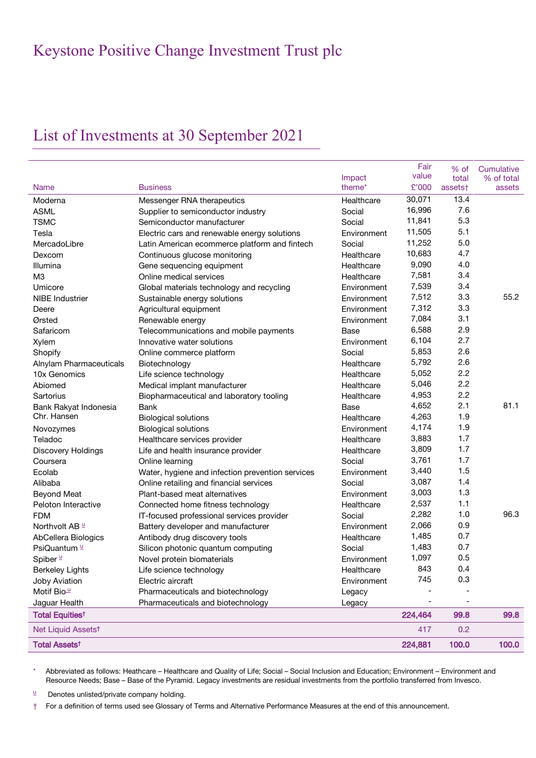# Keystone Positive Change Investment Trust plc

## List of Investments at 30 September 2021

| Name | Business | Impact theme* | Fair value £'000 | % of total assets† | Cumulative % of total assets |
|---|---|---|---|---|---|
| Moderna | Messenger RNA therapeutics | Healthcare | 30,071 | 13.4 | |
| ASML | Supplier to semiconductor industry | Social | 16,996 | 7.6 | |
| TSMC | Semiconductor manufacturer | Social | 11,841 | 5.3 | |
| Tesla | Electric cars and renewable energy solutions | Environment | 11,505 | 5.1 | |
| MercadoLibre | Latin American ecommerce platform and fintech | Social | 11,252 | 5.0 | |
| Dexcom | Continuous glucose monitoring | Healthcare | 10,683 | 4.7 | |
| Illumina | Gene sequencing equipment | Healthcare | 9,090 | 4.0 | |
| M3 | Online medical services | Healthcare | 7,581 | 3.4 | |
| Umicore | Global materials technology and recycling | Environment | 7,539 | 3.4 | |
| NIBE Industrier | Sustainable energy solutions | Environment | 7,512 | 3.3 | 55.2 |
| Deere | Agricultural equipment | Environment | 7,312 | 3.3 | |
| Ørsted | Renewable energy | Environment | 7,084 | 3.1 | |
| Safaricom | Telecommunications and mobile payments | Base | 6,588 | 2.9 | |
| Xylem | Innovative water solutions | Environment | 6,104 | 2.7 | |
| Shopify | Online commerce platform | Social | 5,853 | 2.6 | |
| Alnylam Pharmaceuticals | Biotechnology | Healthcare | 5,792 | 2.6 | |
| 10x Genomics | Life science technology | Healthcare | 5,052 | 2.2 | |
| Abiomed | Medical implant manufacturer | Healthcare | 5,046 | 2.2 | |
| Sartorius | Biopharmaceutical and laboratory tooling | Healthcare | 4,953 | 2.2 | |
| Bank Rakyat Indonesia | Bank | Base | 4,652 | 2.1 | 81.1 |
| Chr. Hansen | Biological solutions | Healthcare | 4,263 | 1.9 | |
| Novozymes | Biological solutions | Environment | 4,174 | 1.9 | |
| Teladoc | Healthcare services provider | Healthcare | 3,883 | 1.7 | |
| Discovery Holdings | Life and health insurance provider | Healthcare | 3,809 | 1.7 | |
| Coursera | Online learning | Social | 3,761 | 1.7 | |
| Ecolab | Water, hygiene and infection prevention services | Environment | 3,440 | 1.5 | |
| Alibaba | Online retailing and financial services | Social | 3,087 | 1.4 | |
| Beyond Meat | Plant-based meat alternatives | Environment | 3,003 | 1.3 | |
| Peloton Interactive | Connected home fitness technology | Healthcare | 2,537 | 1.1 | |
| FDM | IT-focused professional services provider | Social | 2,282 | 1.0 | 96.3 |
| Northvolt AB u | Battery developer and manufacturer | Environment | 2,066 | 0.9 | |
| AbCellera Biologics | Antibody drug discovery tools | Healthcare | 1,485 | 0.7 | |
| PsiQuantum u | Silicon photonic quantum computing | Social | 1,483 | 0.7 | |
| Spiber u | Novel protein biomaterials | Environment | 1,097 | 0.5 | |
| Berkeley Lights | Life science technology | Healthcare | 843 | 0.4 | |
| Joby Aviation | Electric aircraft | Environment | 745 | 0.3 | |
| Motif Bio u | Pharmaceuticals and biotechnology | Legacy | - | - | |
| Jaguar Health | Pharmaceuticals and biotechnology | Legacy | - | - | |
| **Total Equities†** | | | **224,464** | **99.8** | **99.8** |
| Net Liquid Assets† | | | 417 | 0.2 | |
| **Total Assets†** | | | **224,881** | **100.0** | **100.0** |

\* Abbreviated as follows: Heathcare – Healthcare and Quality of Life; Social – Social Inclusion and Education; Environment – Environment and Resource Needs; Base – Base of the Pyramid. Legacy investments are residual investments from the portfolio transferred from Invesco.

u Denotes unlisted/private company holding.

† For a definition of terms used see Glossary of Terms and Alternative Performance Measures at the end of this announcement.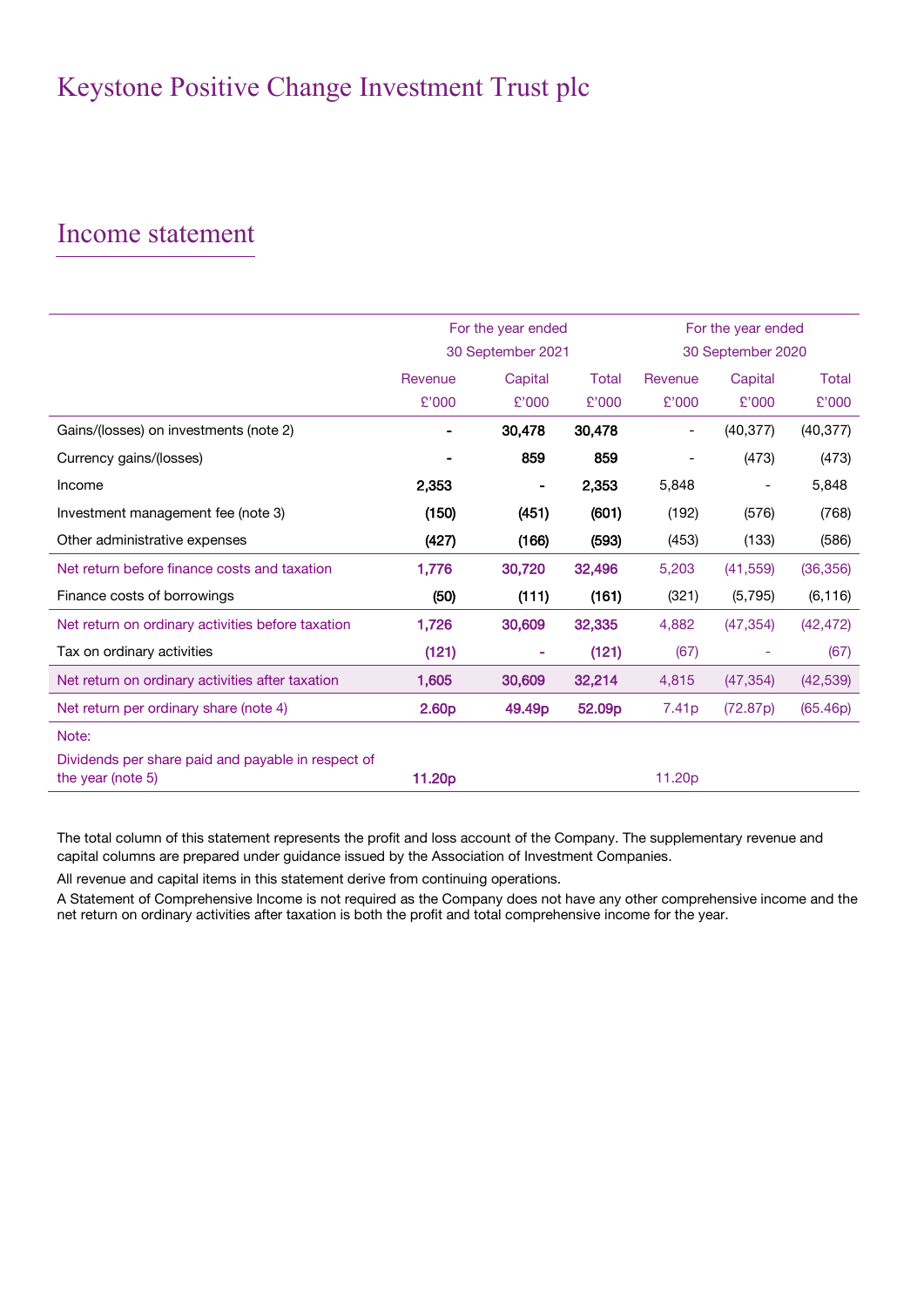# Keystone Positive Change Investment Trust plc

## Income statement

| | For the year ended 30 September 2021 | | | For the year ended 30 September 2020 | | |
|---|---|---|---|---|---|---|
| | Revenue £'000 | Capital £'000 | Total £'000 | Revenue £'000 | Capital £'000 | Total £'000 |
| Gains/(losses) on investments (note 2) | **-** | **30,478** | **30,478** | - | (40,377) | (40,377) |
| Currency gains/(losses) | **-** | **859** | **859** | - | (473) | (473) |
| Income | **2,353** | **-** | **2,353** | 5,848 | - | 5,848 |
| Investment management fee (note 3) | **(150)** | **(451)** | **(601)** | (192) | (576) | (768) |
| Other administrative expenses | **(427)** | **(166)** | **(593)** | (453) | (133) | (586) |
| Net return before finance costs and taxation | **1,776** | **30,720** | **32,496** | 5,203 | (41,559) | (36,356) |
| Finance costs of borrowings | **(50)** | **(111)** | **(161)** | (321) | (5,795) | (6,116) |
| Net return on ordinary activities before taxation | **1,726** | **30,609** | **32,335** | 4,882 | (47,354) | (42,472) |
| Tax on ordinary activities | **(121)** | **-** | **(121)** | (67) | - | (67) |
| Net return on ordinary activities after taxation | **1,605** | **30,609** | **32,214** | 4,815 | (47,354) | (42,539) |
| Net return per ordinary share (note 4) | **2.60p** | **49.49p** | **52.09p** | 7.41p | (72.87p) | (65.46p) |
| Note: | | | | | | |
| Dividends per share paid and payable in respect of the year (note 5) | **11.20p** | | | 11.20p | | |

The total column of this statement represents the profit and loss account of the Company. The supplementary revenue and capital columns are prepared under guidance issued by the Association of Investment Companies.

All revenue and capital items in this statement derive from continuing operations.

A Statement of Comprehensive Income is not required as the Company does not have any other comprehensive income and the net return on ordinary activities after taxation is both the profit and total comprehensive income for the year.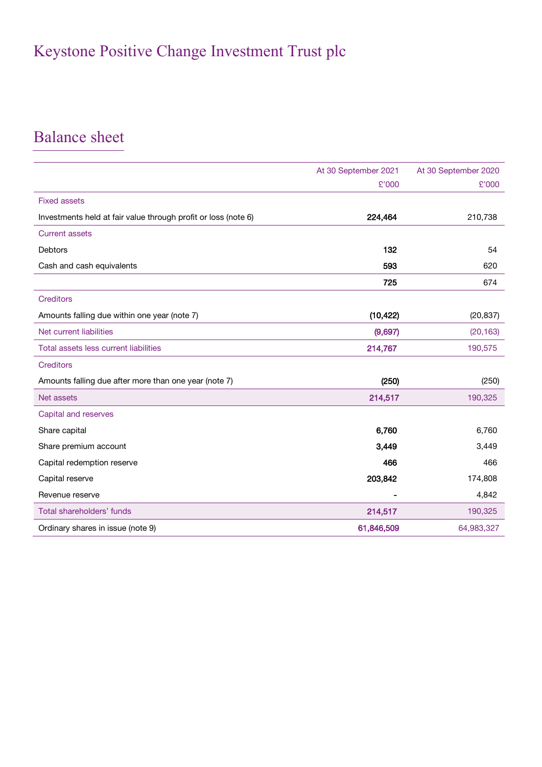# Keystone Positive Change Investment Trust plc

## Balance sheet

| | At 30 September 2021 £'000 | At 30 September 2020 £'000 |
|---|---|---|
| Fixed assets | | |
| Investments held at fair value through profit or loss (note 6) | **224,464** | 210,738 |
| Current assets | | |
| Debtors | **132** | 54 |
| Cash and cash equivalents | **593** | 620 |
| | **725** | 674 |
| Creditors | | |
| Amounts falling due within one year (note 7) | **(10,422)** | (20,837) |
| Net current liabilities | **(9,697)** | (20,163) |
| Total assets less current liabilities | **214,767** | 190,575 |
| Creditors | | |
| Amounts falling due after more than one year (note 7) | **(250)** | (250) |
| Net assets | **214,517** | 190,325 |
| Capital and reserves | | |
| Share capital | **6,760** | 6,760 |
| Share premium account | **3,449** | 3,449 |
| Capital redemption reserve | **466** | 466 |
| Capital reserve | **203,842** | 174,808 |
| Revenue reserve | **-** | 4,842 |
| Total shareholders' funds | **214,517** | 190,325 |
| Ordinary shares in issue (note 9) | **61,846,509** | 64,983,327 |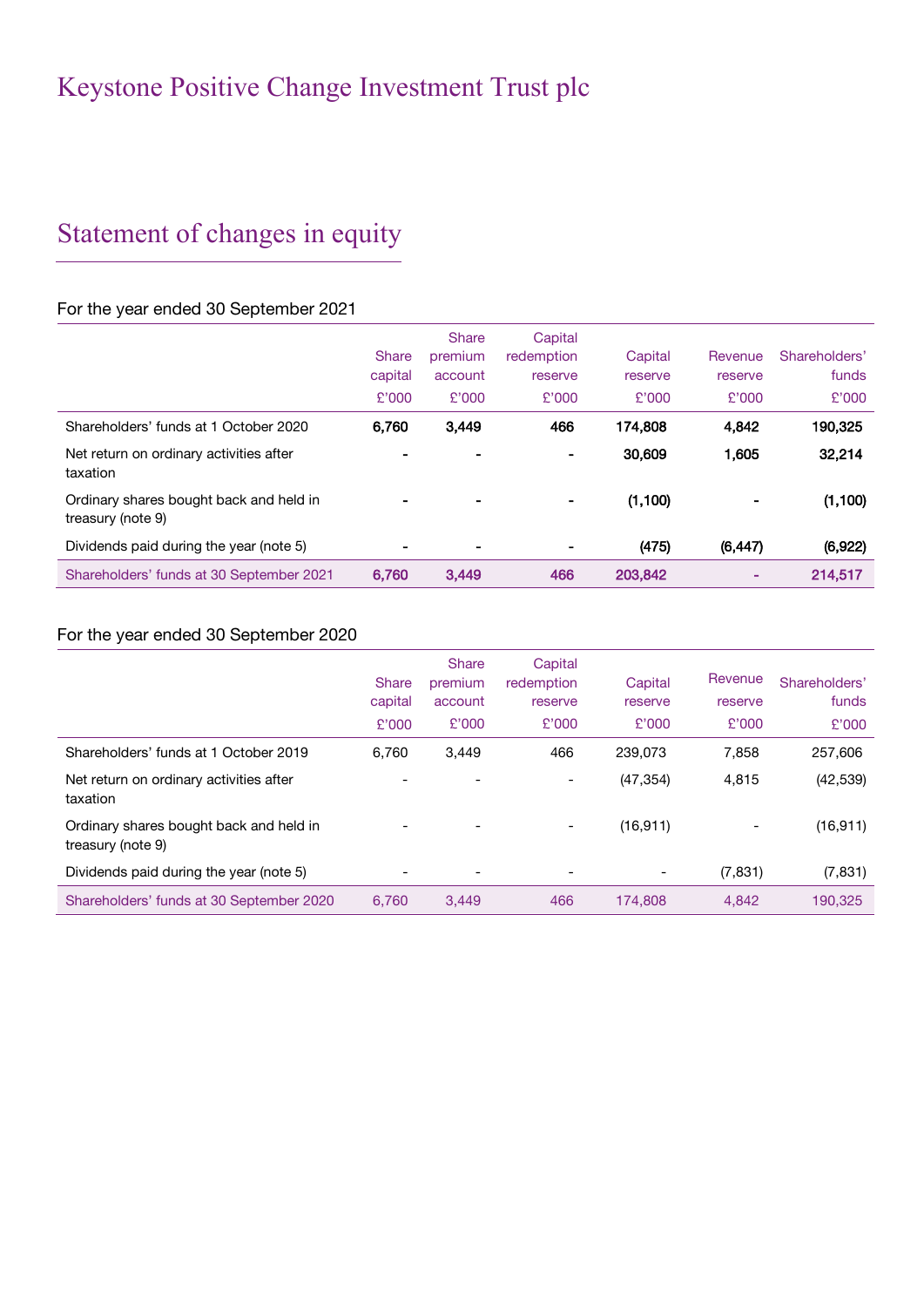# Keystone Positive Change Investment Trust plc

## Statement of changes in equity

### For the year ended 30 September 2021

| | Share capital £'000 | Share premium account £'000 | Capital redemption reserve £'000 | Capital reserve £'000 | Revenue reserve £'000 | Shareholders' funds £'000 |
|---|---|---|---|---|---|---|
| Shareholders' funds at 1 October 2020 | **6,760** | **3,449** | **466** | **174,808** | **4,842** | **190,325** |
| Net return on ordinary activities after taxation | **-** | **-** | **-** | **30,609** | **1,605** | **32,214** |
| Ordinary shares bought back and held in treasury (note 9) | **-** | **-** | **-** | **(1,100)** | **-** | **(1,100)** |
| Dividends paid during the year (note 5) | **-** | **-** | **-** | **(475)** | **(6,447)** | **(6,922)** |
| Shareholders' funds at 30 September 2021 | **6,760** | **3,449** | **466** | **203,842** | **-** | **214,517** |

### For the year ended 30 September 2020

| | Share capital £'000 | Share premium account £'000 | Capital redemption reserve £'000 | Capital reserve £'000 | Revenue reserve £'000 | Shareholders' funds £'000 |
|---|---|---|---|---|---|---|
| Shareholders' funds at 1 October 2019 | 6,760 | 3,449 | 466 | 239,073 | 7,858 | 257,606 |
| Net return on ordinary activities after taxation | - | - | - | (47,354) | 4,815 | (42,539) |
| Ordinary shares bought back and held in treasury (note 9) | - | - | - | (16,911) | - | (16,911) |
| Dividends paid during the year (note 5) | - | - | - | - | (7,831) | (7,831) |
| Shareholders' funds at 30 September 2020 | 6,760 | 3,449 | 466 | 174,808 | 4,842 | 190,325 |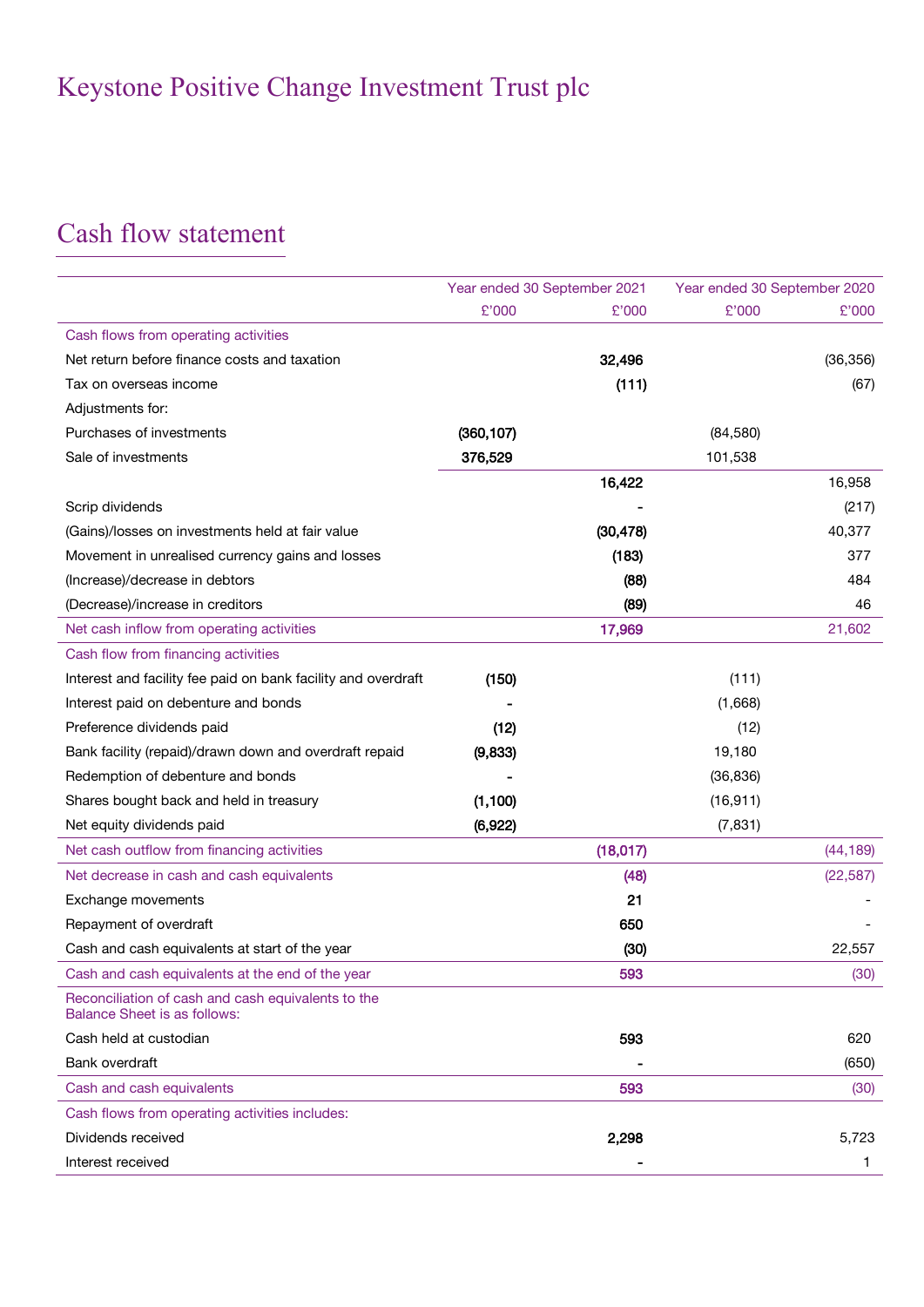# Keystone Positive Change Investment Trust plc

## Cash flow statement

| | Year ended 30 September 2021 | | Year ended 30 September 2020 | |
|---|---|---|---|---|
| | £'000 | £'000 | £'000 | £'000 |
| **Cash flows from operating activities** | | | | |
| Net return before finance costs and taxation | | **32,496** | | (36,356) |
| Tax on overseas income | | **(111)** | | (67) |
| Adjustments for: | | | | |
| Purchases of investments | **(360,107)** | | (84,580) | |
| Sale of investments | **376,529** | | 101,538 | |
| | | **16,422** | | 16,958 |
| Scrip dividends | | **-** | | (217) |
| (Gains)/losses on investments held at fair value | | **(30,478)** | | 40,377 |
| Movement in unrealised currency gains and losses | | **(183)** | | 377 |
| (Increase)/decrease in debtors | | **(88)** | | 484 |
| (Decrease)/increase in creditors | | **(89)** | | 46 |
| Net cash inflow from operating activities | | **17,969** | | 21,602 |
| **Cash flow from financing activities** | | | | |
| Interest and facility fee paid on bank facility and overdraft | **(150)** | | (111) | |
| Interest paid on debenture and bonds | **-** | | (1,668) | |
| Preference dividends paid | **(12)** | | (12) | |
| Bank facility (repaid)/drawn down and overdraft repaid | **(9,833)** | | 19,180 | |
| Redemption of debenture and bonds | **-** | | (36,836) | |
| Shares bought back and held in treasury | **(1,100)** | | (16,911) | |
| Net equity dividends paid | **(6,922)** | | (7,831) | |
| Net cash outflow from financing activities | | **(18,017)** | | (44,189) |
| Net decrease in cash and cash equivalents | | **(48)** | | (22,587) |
| Exchange movements | | **21** | | - |
| Repayment of overdraft | | **650** | | - |
| Cash and cash equivalents at start of the year | | **(30)** | | 22,557 |
| Cash and cash equivalents at the end of the year | | **593** | | (30) |
| **Reconciliation of cash and cash equivalents to the Balance Sheet is as follows:** | | | | |
| Cash held at custodian | | **593** | | 620 |
| Bank overdraft | | **-** | | (650) |
| Cash and cash equivalents | | **593** | | (30) |
| **Cash flows from operating activities includes:** | | | | |
| Dividends received | | **2,298** | | 5,723 |
| Interest received | | **-** | | 1 |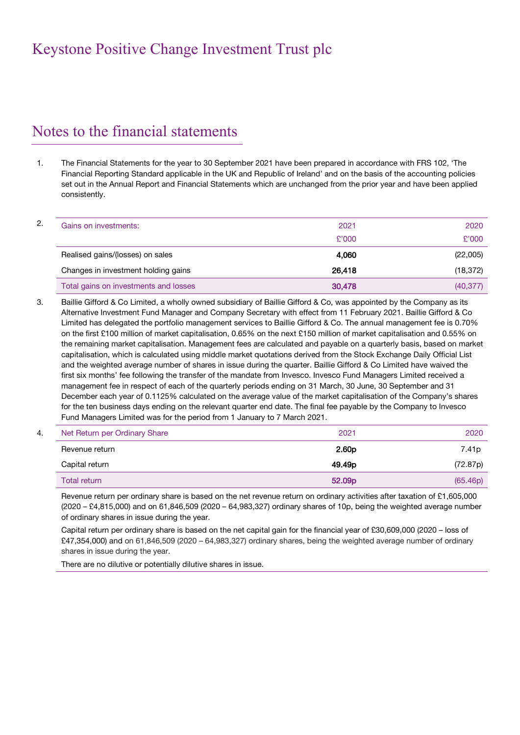# Keystone Positive Change Investment Trust plc

## Notes to the financial statements

1. The Financial Statements for the year to 30 September 2021 have been prepared in accordance with FRS 102, 'The Financial Reporting Standard applicable in the UK and Republic of Ireland' and on the basis of the accounting policies set out in the Annual Report and Financial Statements which are unchanged from the prior year and have been applied consistently.

2.

| Gains on investments: | 2021 £'000 | 2020 £'000 |
|---|---|---|
| Realised gains/(losses) on sales | **4,060** | (22,005) |
| Changes in investment holding gains | **26,418** | (18,372) |
| Total gains on investments and losses | **30,478** | (40,377) |

3. Baillie Gifford & Co Limited, a wholly owned subsidiary of Baillie Gifford & Co, was appointed by the Company as its Alternative Investment Fund Manager and Company Secretary with effect from 11 February 2021. Baillie Gifford & Co Limited has delegated the portfolio management services to Baillie Gifford & Co. The annual management fee is 0.70% on the first £100 million of market capitalisation, 0.65% on the next £150 million of market capitalisation and 0.55% on the remaining market capitalisation. Management fees are calculated and payable on a quarterly basis, based on market capitalisation, which is calculated using middle market quotations derived from the Stock Exchange Daily Official List and the weighted average number of shares in issue during the quarter. Baillie Gifford & Co Limited have waived the first six months' fee following the transfer of the mandate from Invesco. Invesco Fund Managers Limited received a management fee in respect of each of the quarterly periods ending on 31 March, 30 June, 30 September and 31 December each year of 0.1125% calculated on the average value of the market capitalisation of the Company's shares for the ten business days ending on the relevant quarter end date. The final fee payable by the Company to Invesco Fund Managers Limited was for the period from 1 January to 7 March 2021.

4.

| Net Return per Ordinary Share | 2021 | 2020 |
|---|---|---|
| Revenue return | **2.60p** | 7.41p |
| Capital return | **49.49p** | (72.87p) |
| Total return | **52.09p** | (65.46p) |

Revenue return per ordinary share is based on the net revenue return on ordinary activities after taxation of £1,605,000 (2020 – £4,815,000) and on 61,846,509 (2020 – 64,983,327) ordinary shares of 10p, being the weighted average number of ordinary shares in issue during the year.

Capital return per ordinary share is based on the net capital gain for the financial year of £30,609,000 (2020 – loss of £47,354,000) and on 61,846,509 (2020 – 64,983,327) ordinary shares, being the weighted average number of ordinary shares in issue during the year.

There are no dilutive or potentially dilutive shares in issue.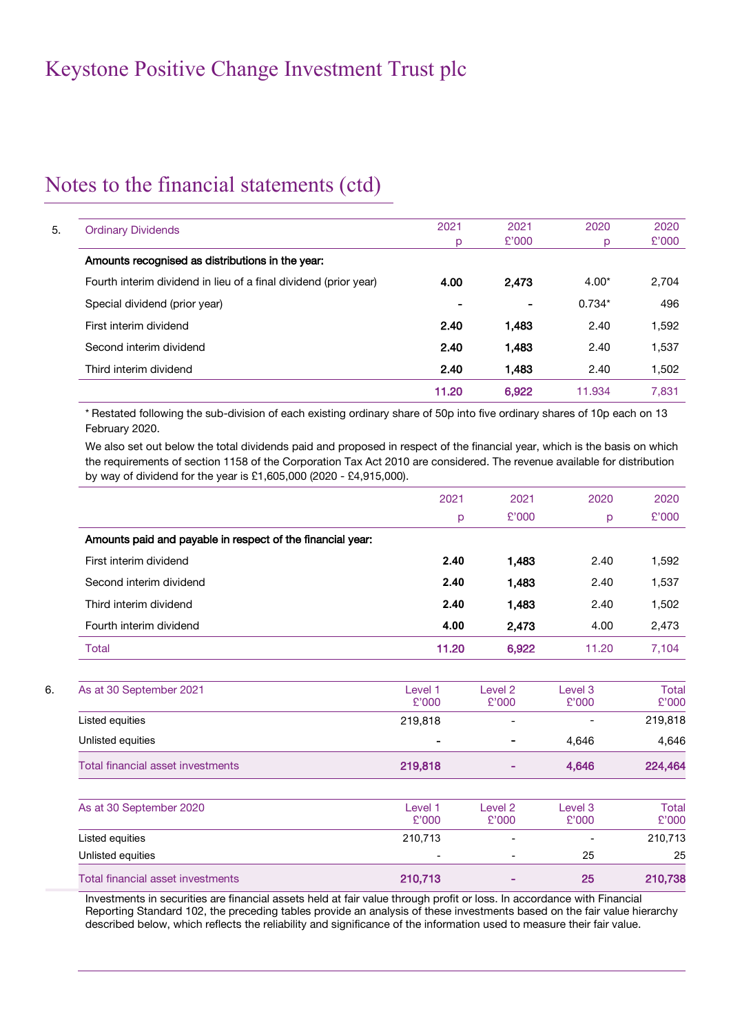# Keystone Positive Change Investment Trust plc

## Notes to the financial statements (ctd)

**5. Ordinary Dividends**

| Ordinary Dividends | 2021 p | 2021 £'000 | 2020 p | 2020 £'000 |
|---|---|---|---|---|
| **Amounts recognised as distributions in the year:** | | | | |
| Fourth interim dividend in lieu of a final dividend (prior year) | **4.00** | **2,473** | 4.00* | 2,704 |
| Special dividend (prior year) | **-** | **-** | 0.734* | 496 |
| First interim dividend | **2.40** | **1,483** | 2.40 | 1,592 |
| Second interim dividend | **2.40** | **1,483** | 2.40 | 1,537 |
| Third interim dividend | **2.40** | **1,483** | 2.40 | 1,502 |
| | **11.20** | **6,922** | 11.934 | 7,831 |

* Restated following the sub-division of each existing ordinary share of 50p into five ordinary shares of 10p each on 13 February 2020.

We also set out below the total dividends paid and proposed in respect of the financial year, which is the basis on which the requirements of section 1158 of the Corporation Tax Act 2010 are considered. The revenue available for distribution by way of dividend for the year is £1,605,000 (2020 - £4,915,000).

| | 2021 p | 2021 £'000 | 2020 p | 2020 £'000 |
|---|---|---|---|---|
| **Amounts paid and payable in respect of the financial year:** | | | | |
| First interim dividend | **2.40** | **1,483** | 2.40 | 1,592 |
| Second interim dividend | **2.40** | **1,483** | 2.40 | 1,537 |
| Third interim dividend | **2.40** | **1,483** | 2.40 | 1,502 |
| Fourth interim dividend | **4.00** | **2,473** | 4.00 | 2,473 |
| Total | **11.20** | **6,922** | 11.20 | 7,104 |

**6.**

| As at 30 September 2021 | Level 1 £'000 | Level 2 £'000 | Level 3 £'000 | Total £'000 |
|---|---|---|---|---|
| Listed equities | 219,818 | - | - | 219,818 |
| Unlisted equities | - | - | 4,646 | 4,646 |
| Total financial asset investments | **219,818** | **-** | **4,646** | **224,464** |

| As at 30 September 2020 | Level 1 £'000 | Level 2 £'000 | Level 3 £'000 | Total £'000 |
|---|---|---|---|---|
| Listed equities | 210,713 | - | - | 210,713 |
| Unlisted equities | - | - | 25 | 25 |
| Total financial asset investments | **210,713** | **-** | **25** | **210,738** |

Investments in securities are financial assets held at fair value through profit or loss. In accordance with Financial Reporting Standard 102, the preceding tables provide an analysis of these investments based on the fair value hierarchy described below, which reflects the reliability and significance of the information used to measure their fair value.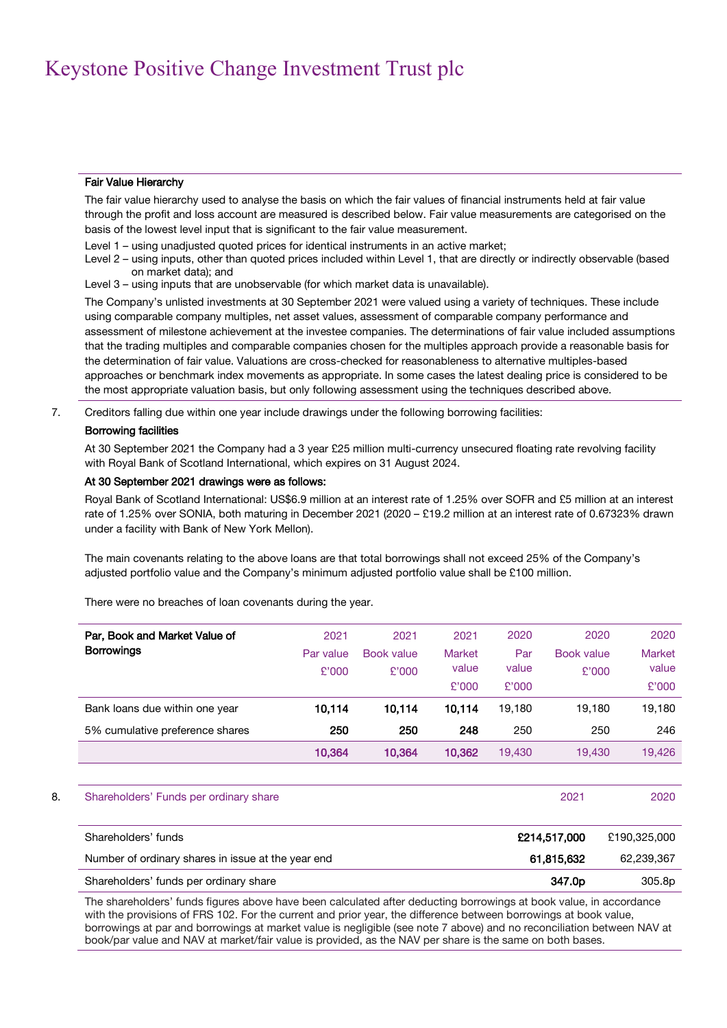# Keystone Positive Change Investment Trust plc

**Fair Value Hierarchy**

The fair value hierarchy used to analyse the basis on which the fair values of financial instruments held at fair value through the profit and loss account are measured is described below. Fair value measurements are categorised on the basis of the lowest level input that is significant to the fair value measurement.

Level 1 – using unadjusted quoted prices for identical instruments in an active market;

Level 2 – using inputs, other than quoted prices included within Level 1, that are directly or indirectly observable (based on market data); and

Level 3 – using inputs that are unobservable (for which market data is unavailable).

The Company's unlisted investments at 30 September 2021 were valued using a variety of techniques. These include using comparable company multiples, net asset values, assessment of comparable company performance and assessment of milestone achievement at the investee companies. The determinations of fair value included assumptions that the trading multiples and comparable companies chosen for the multiples approach provide a reasonable basis for the determination of fair value. Valuations are cross-checked for reasonableness to alternative multiples-based approaches or benchmark index movements as appropriate. In some cases the latest dealing price is considered to be the most appropriate valuation basis, but only following assessment using the techniques described above.

7. Creditors falling due within one year include drawings under the following borrowing facilities:

**Borrowing facilities**

At 30 September 2021 the Company had a 3 year £25 million multi-currency unsecured floating rate revolving facility with Royal Bank of Scotland International, which expires on 31 August 2024.

**At 30 September 2021 drawings were as follows:**

Royal Bank of Scotland International: US$6.9 million at an interest rate of 1.25% over SOFR and £5 million at an interest rate of 1.25% over SONIA, both maturing in December 2021 (2020 – £19.2 million at an interest rate of 0.67323% drawn under a facility with Bank of New York Mellon).

The main covenants relating to the above loans are that total borrowings shall not exceed 25% of the Company's adjusted portfolio value and the Company's minimum adjusted portfolio value shall be £100 million.

There were no breaches of loan covenants during the year.

| Par, Book and Market Value of Borrowings | 2021 Par value £'000 | 2021 Book value £'000 | 2021 Market value £'000 | 2020 Par value £'000 | 2020 Book value £'000 | 2020 Market value £'000 |
|---|---|---|---|---|---|---|
| Bank loans due within one year | **10,114** | **10,114** | **10,114** | 19,180 | 19,180 | 19,180 |
| 5% cumulative preference shares | **250** | **250** | **248** | 250 | 250 | 246 |
| | **10,364** | **10,364** | **10,362** | 19,430 | 19,430 | 19,426 |

8. Shareholders' Funds per ordinary share

| | 2021 | 2020 |
|---|---|---|
| Shareholders' funds | **£214,517,000** | £190,325,000 |
| Number of ordinary shares in issue at the year end | **61,815,632** | 62,239,367 |
| Shareholders' funds per ordinary share | **347.0p** | 305.8p |

The shareholders' funds figures above have been calculated after deducting borrowings at book value, in accordance with the provisions of FRS 102. For the current and prior year, the difference between borrowings at book value, borrowings at par and borrowings at market value is negligible (see note 7 above) and no reconciliation between NAV at book/par value and NAV at market/fair value is provided, as the NAV per share is the same on both bases.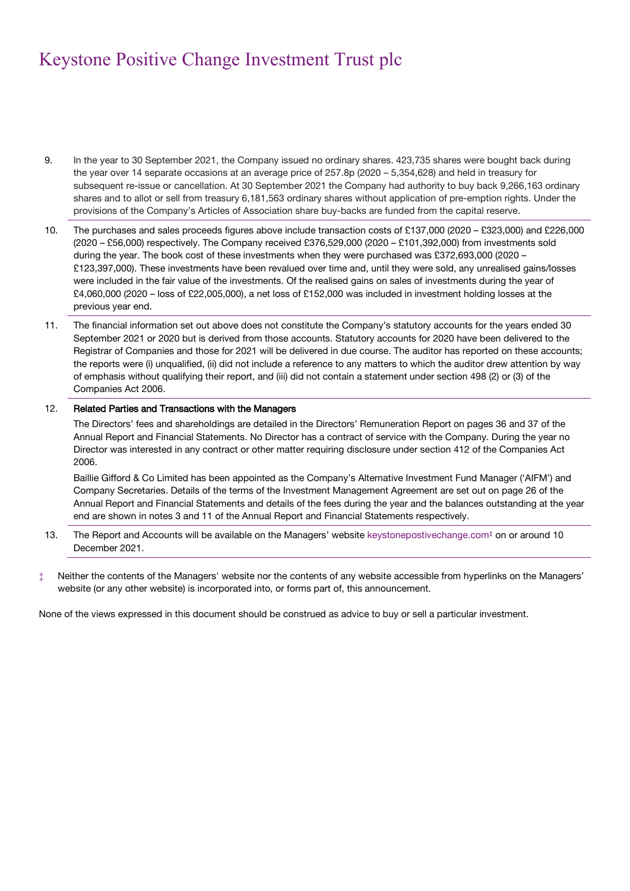9. In the year to 30 September 2021, the Company issued no ordinary shares. 423,735 shares were bought back during the year over 14 separate occasions at an average price of 257.8p (2020 – 5,354,628) and held in treasury for subsequent re-issue or cancellation. At 30 September 2021 the Company had authority to buy back 9,266,163 ordinary shares and to allot or sell from treasury 6,181,563 ordinary shares without application of pre-emption rights. Under the provisions of the Company's Articles of Association share buy-backs are funded from the capital reserve.

10. The purchases and sales proceeds figures above include transaction costs of £137,000 (2020 – £323,000) and £226,000 (2020 – £56,000) respectively. The Company received £376,529,000 (2020 – £101,392,000) from investments sold during the year. The book cost of these investments when they were purchased was £372,693,000 (2020 – £123,397,000). These investments have been revalued over time and, until they were sold, any unrealised gains/losses were included in the fair value of the investments. Of the realised gains on sales of investments during the year of £4,060,000 (2020 – loss of £22,005,000), a net loss of £152,000 was included in investment holding losses at the previous year end.

11. The financial information set out above does not constitute the Company's statutory accounts for the years ended 30 September 2021 or 2020 but is derived from those accounts. Statutory accounts for 2020 have been delivered to the Registrar of Companies and those for 2021 will be delivered in due course. The auditor has reported on these accounts; the reports were (i) unqualified, (ii) did not include a reference to any matters to which the auditor drew attention by way of emphasis without qualifying their report, and (iii) did not contain a statement under section 498 (2) or (3) of the Companies Act 2006.

12. **Related Parties and Transactions with the Managers**

    The Directors' fees and shareholdings are detailed in the Directors' Remuneration Report on pages 36 and 37 of the Annual Report and Financial Statements. No Director has a contract of service with the Company. During the year no Director was interested in any contract or other matter requiring disclosure under section 412 of the Companies Act 2006.

    Baillie Gifford & Co Limited has been appointed as the Company's Alternative Investment Fund Manager ('AIFM') and Company Secretaries. Details of the terms of the Investment Management Agreement are set out on page 26 of the Annual Report and Financial Statements and details of the fees during the year and the balances outstanding at the year end are shown in notes 3 and 11 of the Annual Report and Financial Statements respectively.

13. The Report and Accounts will be available on the Managers' website keystonepostivechange.com‡ on or around 10 December 2021.

‡ Neither the contents of the Managers' website nor the contents of any website accessible from hyperlinks on the Managers' website (or any other website) is incorporated into, or forms part of, this announcement.

None of the views expressed in this document should be construed as advice to buy or sell a particular investment.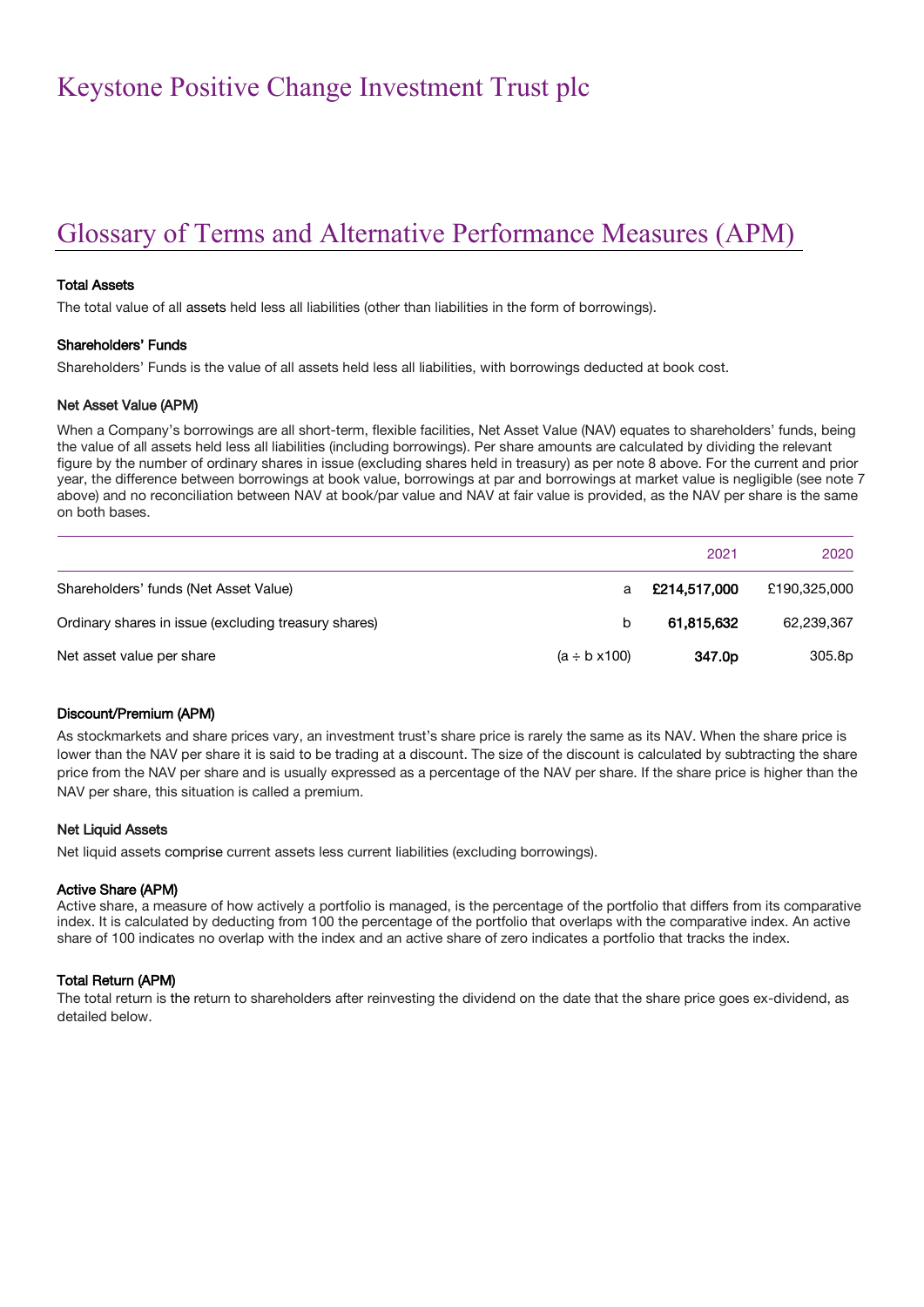# Keystone Positive Change Investment Trust plc

## Glossary of Terms and Alternative Performance Measures (APM)

### Total Assets

The total value of all assets held less all liabilities (other than liabilities in the form of borrowings).

### Shareholders' Funds

Shareholders' Funds is the value of all assets held less all liabilities, with borrowings deducted at book cost.

### Net Asset Value (APM)

When a Company's borrowings are all short-term, flexible facilities, Net Asset Value (NAV) equates to shareholders' funds, being the value of all assets held less all liabilities (including borrowings). Per share amounts are calculated by dividing the relevant figure by the number of ordinary shares in issue (excluding shares held in treasury) as per note 8 above. For the current and prior year, the difference between borrowings at book value, borrowings at par and borrowings at market value is negligible (see note 7 above) and no reconciliation between NAV at book/par value and NAV at fair value is provided, as the NAV per share is the same on both bases.

| | | 2021 | 2020 |
|---|---|---|---|
| Shareholders' funds (Net Asset Value) | a | **£214,517,000** | £190,325,000 |
| Ordinary shares in issue (excluding treasury shares) | b | **61,815,632** | 62,239,367 |
| Net asset value per share | (a ÷ b x100) | **347.0p** | 305.8p |

### Discount/Premium (APM)

As stockmarkets and share prices vary, an investment trust's share price is rarely the same as its NAV. When the share price is lower than the NAV per share it is said to be trading at a discount. The size of the discount is calculated by subtracting the share price from the NAV per share and is usually expressed as a percentage of the NAV per share. If the share price is higher than the NAV per share, this situation is called a premium.

### Net Liquid Assets

Net liquid assets comprise current assets less current liabilities (excluding borrowings).

### Active Share (APM)

Active share, a measure of how actively a portfolio is managed, is the percentage of the portfolio that differs from its comparative index. It is calculated by deducting from 100 the percentage of the portfolio that overlaps with the comparative index. An active share of 100 indicates no overlap with the index and an active share of zero indicates a portfolio that tracks the index.

### Total Return (APM)

The total return is the return to shareholders after reinvesting the dividend on the date that the share price goes ex-dividend, as detailed below.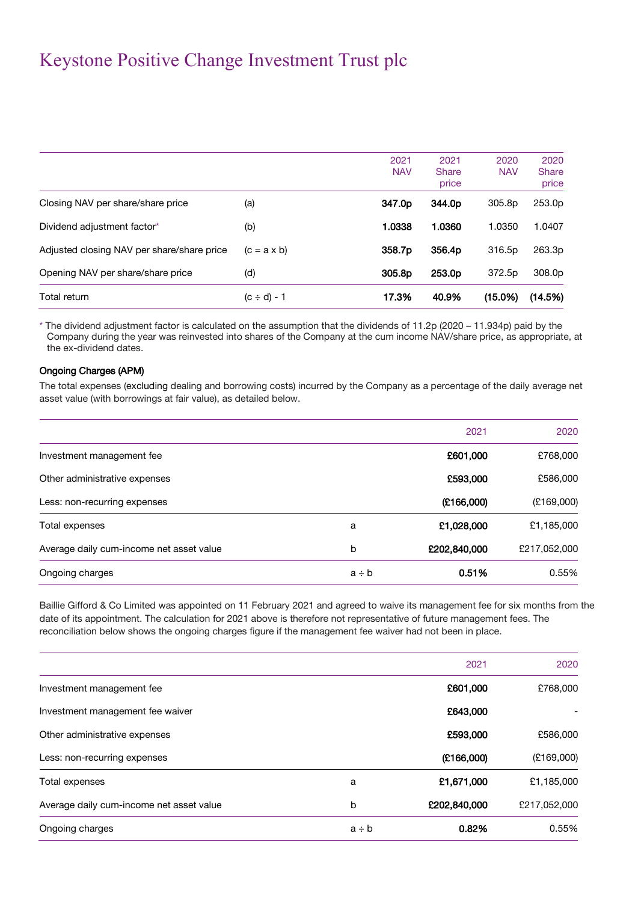# Keystone Positive Change Investment Trust plc

| | | 2021 NAV | 2021 Share price | 2020 NAV | 2020 Share price |
|---|---|---|---|---|---|
| Closing NAV per share/share price | (a) | **347.0p** | **344.0p** | 305.8p | 253.0p |
| Dividend adjustment factor* | (b) | **1.0338** | **1.0360** | 1.0350 | 1.0407 |
| Adjusted closing NAV per share/share price | (c = a x b) | **358.7p** | **356.4p** | 316.5p | 263.3p |
| Opening NAV per share/share price | (d) | **305.8p** | **253.0p** | 372.5p | 308.0p |
| Total return | (c ÷ d) - 1 | **17.3%** | **40.9%** | **(15.0%)** | **(14.5%)** |

* The dividend adjustment factor is calculated on the assumption that the dividends of 11.2p (2020 – 11.934p) paid by the Company during the year was reinvested into shares of the Company at the cum income NAV/share price, as appropriate, at the ex-dividend dates.

#### Ongoing Charges (APM)

The total expenses (excluding dealing and borrowing costs) incurred by the Company as a percentage of the daily average net asset value (with borrowings at fair value), as detailed below.

| | | 2021 | 2020 |
|---|---|---|---|
| Investment management fee | | **£601,000** | £768,000 |
| Other administrative expenses | | **£593,000** | £586,000 |
| Less: non-recurring expenses | | **(£166,000)** | (£169,000) |
| Total expenses | a | **£1,028,000** | £1,185,000 |
| Average daily cum-income net asset value | b | **£202,840,000** | £217,052,000 |
| Ongoing charges | a ÷ b | **0.51%** | 0.55% |

Baillie Gifford & Co Limited was appointed on 11 February 2021 and agreed to waive its management fee for six months from the date of its appointment. The calculation for 2021 above is therefore not representative of future management fees. The reconciliation below shows the ongoing charges figure if the management fee waiver had not been in place.

| | | 2021 | 2020 |
|---|---|---|---|
| Investment management fee | | **£601,000** | £768,000 |
| Investment management fee waiver | | **£643,000** | - |
| Other administrative expenses | | **£593,000** | £586,000 |
| Less: non-recurring expenses | | **(£166,000)** | (£169,000) |
| Total expenses | a | **£1,671,000** | £1,185,000 |
| Average daily cum-income net asset value | b | **£202,840,000** | £217,052,000 |
| Ongoing charges | a ÷ b | **0.82%** | 0.55% |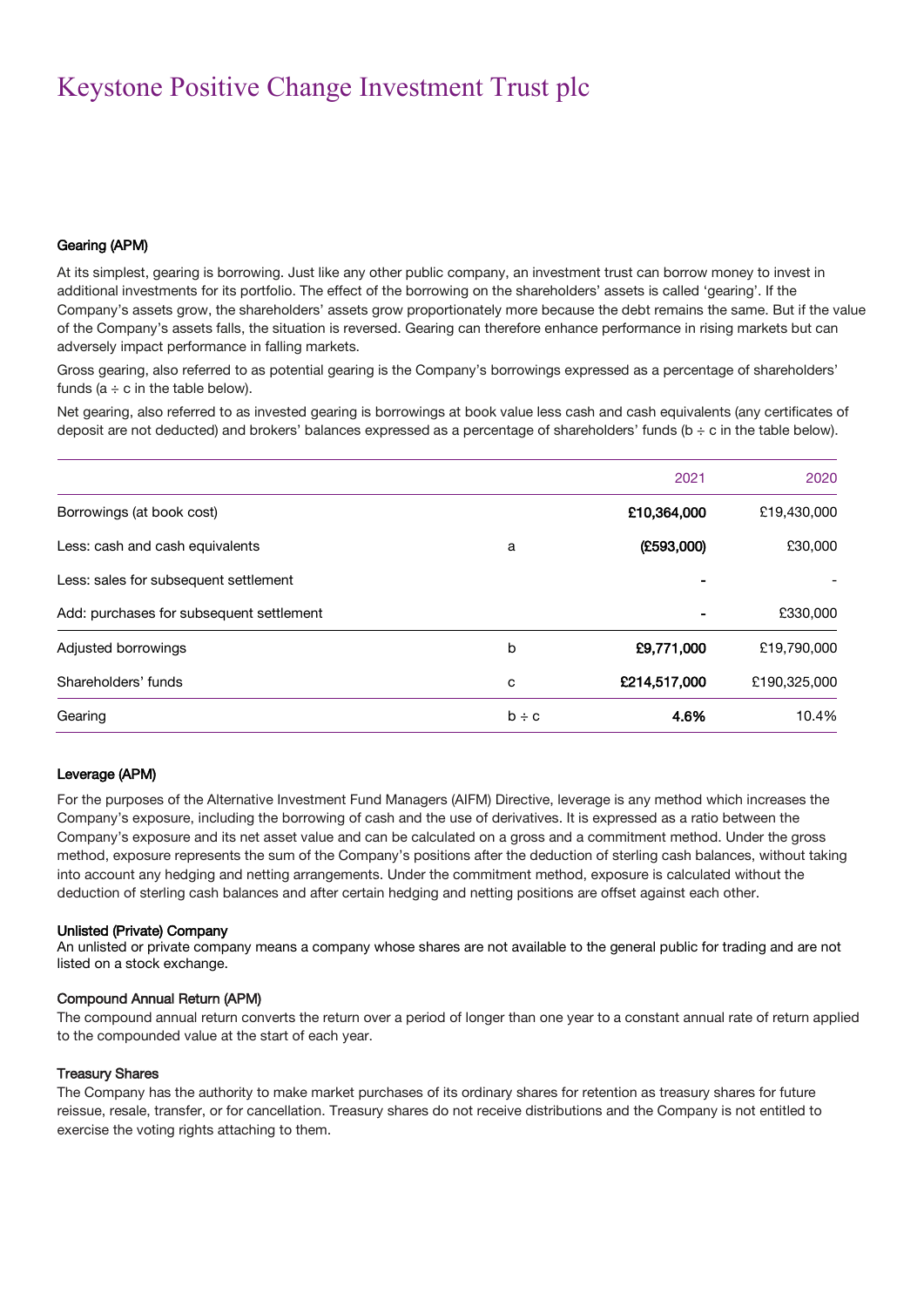# Keystone Positive Change Investment Trust plc

### Gearing (APM)

At its simplest, gearing is borrowing. Just like any other public company, an investment trust can borrow money to invest in additional investments for its portfolio. The effect of the borrowing on the shareholders' assets is called 'gearing'. If the Company's assets grow, the shareholders' assets grow proportionately more because the debt remains the same. But if the value of the Company's assets falls, the situation is reversed. Gearing can therefore enhance performance in rising markets but can adversely impact performance in falling markets.

Gross gearing, also referred to as potential gearing is the Company's borrowings expressed as a percentage of shareholders' funds (a ÷ c in the table below).

Net gearing, also referred to as invested gearing is borrowings at book value less cash and cash equivalents (any certificates of deposit are not deducted) and brokers' balances expressed as a percentage of shareholders' funds (b ÷ c in the table below).

| | | 2021 | 2020 |
|---|---|---|---|
| Borrowings (at book cost) | | **£10,364,000** | £19,430,000 |
| Less: cash and cash equivalents | a | **(£593,000)** | £30,000 |
| Less: sales for subsequent settlement | | **-** | - |
| Add: purchases for subsequent settlement | | **-** | £330,000 |
| Adjusted borrowings | b | **£9,771,000** | £19,790,000 |
| Shareholders' funds | c | **£214,517,000** | £190,325,000 |
| Gearing | b ÷ c | **4.6%** | 10.4% |

### Leverage (APM)

For the purposes of the Alternative Investment Fund Managers (AIFM) Directive, leverage is any method which increases the Company's exposure, including the borrowing of cash and the use of derivatives. It is expressed as a ratio between the Company's exposure and its net asset value and can be calculated on a gross and a commitment method. Under the gross method, exposure represents the sum of the Company's positions after the deduction of sterling cash balances, without taking into account any hedging and netting arrangements. Under the commitment method, exposure is calculated without the deduction of sterling cash balances and after certain hedging and netting positions are offset against each other.

### Unlisted (Private) Company

An unlisted or private company means a company whose shares are not available to the general public for trading and are not listed on a stock exchange.

### Compound Annual Return (APM)

The compound annual return converts the return over a period of longer than one year to a constant annual rate of return applied to the compounded value at the start of each year.

### Treasury Shares

The Company has the authority to make market purchases of its ordinary shares for retention as treasury shares for future reissue, resale, transfer, or for cancellation. Treasury shares do not receive distributions and the Company is not entitled to exercise the voting rights attaching to them.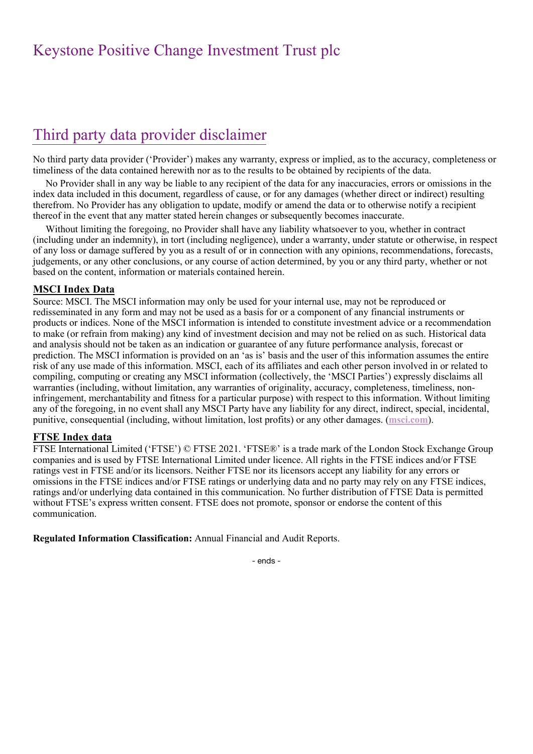# Keystone Positive Change Investment Trust plc

## Third party data provider disclaimer

No third party data provider ('Provider') makes any warranty, express or implied, as to the accuracy, completeness or timeliness of the data contained herewith nor as to the results to be obtained by recipients of the data.

No Provider shall in any way be liable to any recipient of the data for any inaccuracies, errors or omissions in the index data included in this document, regardless of cause, or for any damages (whether direct or indirect) resulting therefrom. No Provider has any obligation to update, modify or amend the data or to otherwise notify a recipient thereof in the event that any matter stated herein changes or subsequently becomes inaccurate.

Without limiting the foregoing, no Provider shall have any liability whatsoever to you, whether in contract (including under an indemnity), in tort (including negligence), under a warranty, under statute or otherwise, in respect of any loss or damage suffered by you as a result of or in connection with any opinions, recommendations, forecasts, judgements, or any other conclusions, or any course of action determined, by you or any third party, whether or not based on the content, information or materials contained herein.

### MSCI Index Data

Source: MSCI. The MSCI information may only be used for your internal use, may not be reproduced or redisseminated in any form and may not be used as a basis for or a component of any financial instruments or products or indices. None of the MSCI information is intended to constitute investment advice or a recommendation to make (or refrain from making) any kind of investment decision and may not be relied on as such. Historical data and analysis should not be taken as an indication or guarantee of any future performance analysis, forecast or prediction. The MSCI information is provided on an 'as is' basis and the user of this information assumes the entire risk of any use made of this information. MSCI, each of its affiliates and each other person involved in or related to compiling, computing or creating any MSCI information (collectively, the 'MSCI Parties') expressly disclaims all warranties (including, without limitation, any warranties of originality, accuracy, completeness, timeliness, non-infringement, merchantability and fitness for a particular purpose) with respect to this information. Without limiting any of the foregoing, in no event shall any MSCI Party have any liability for any direct, indirect, special, incidental, punitive, consequential (including, without limitation, lost profits) or any other damages. (**msci.com**).

### FTSE Index data

FTSE International Limited ('FTSE') © FTSE 2021. 'FTSE®' is a trade mark of the London Stock Exchange Group companies and is used by FTSE International Limited under licence. All rights in the FTSE indices and/or FTSE ratings vest in FTSE and/or its licensors. Neither FTSE nor its licensors accept any liability for any errors or omissions in the FTSE indices and/or FTSE ratings or underlying data and no party may rely on any FTSE indices, ratings and/or underlying data contained in this communication. No further distribution of FTSE Data is permitted without FTSE's express written consent. FTSE does not promote, sponsor or endorse the content of this communication.

**Regulated Information Classification:** Annual Financial and Audit Reports.

- ends -